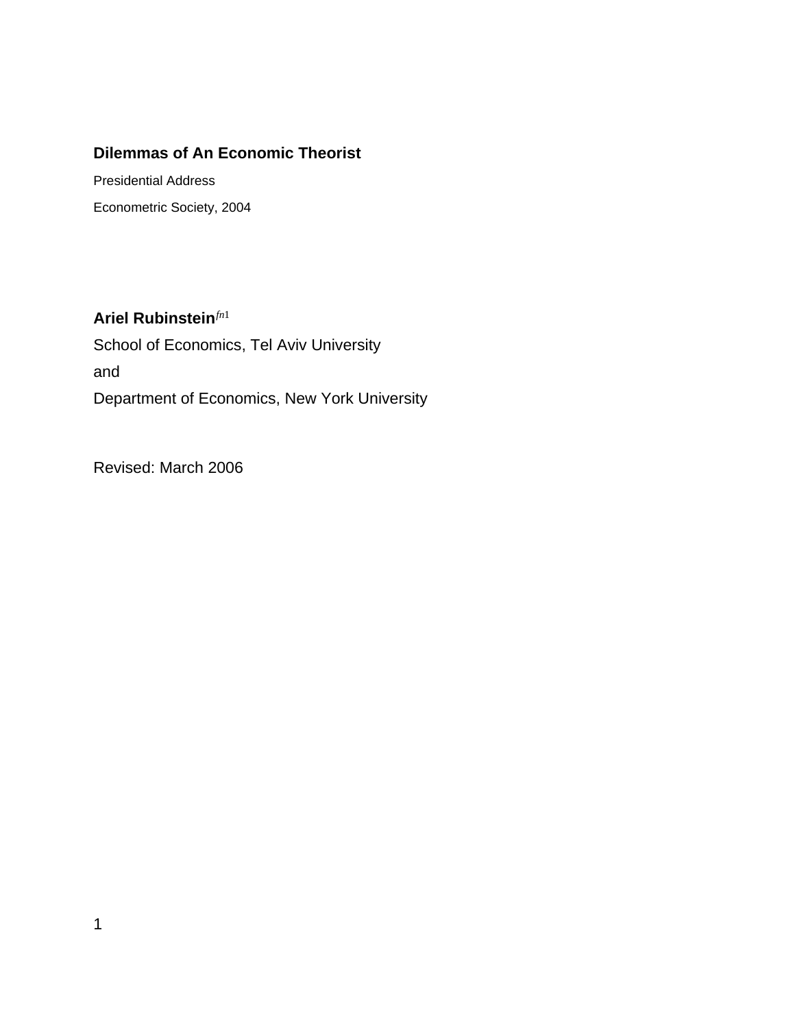# Dilemmas of An Economic Theorist

Presidential Address

Econometric Society, 2004

**Ariel Rubinstein**[fn1]

School of Economics, Tel Aviv University

and

Department of Economics, New York University

Revised: March 2006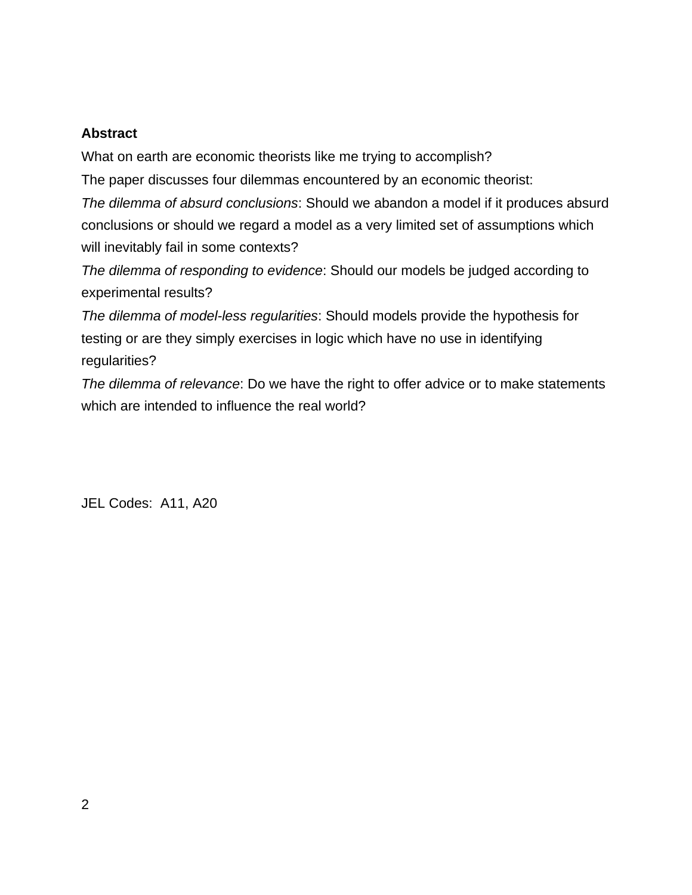**Abstract**

What on earth are economic theorists like me trying to accomplish?

The paper discusses four dilemmas encountered by an economic theorist:

*The dilemma of absurd conclusions*: Should we abandon a model if it produces absurd conclusions or should we regard a model as a very limited set of assumptions which will inevitably fail in some contexts?

*The dilemma of responding to evidence*: Should our models be judged according to experimental results?

*The dilemma of model-less regularities*: Should models provide the hypothesis for testing or are they simply exercises in logic which have no use in identifying regularities?

*The dilemma of relevance*: Do we have the right to offer advice or to make statements which are intended to influence the real world?

JEL Codes: A11, A20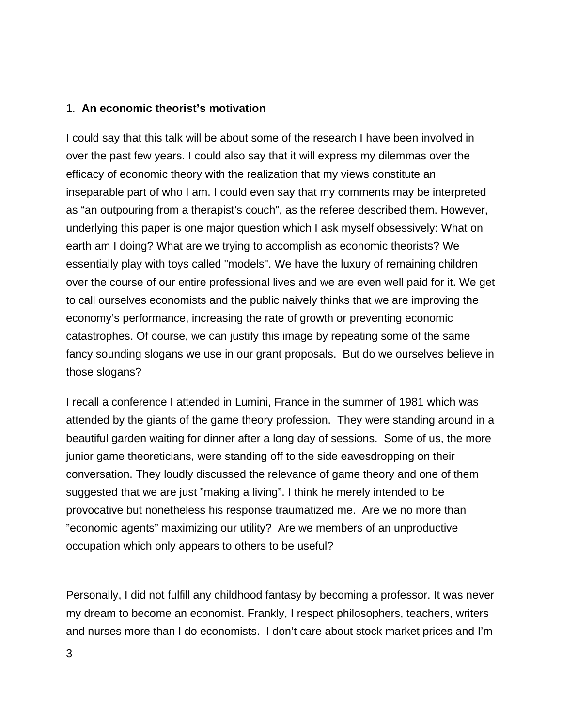## 1. **An economic theorist's motivation**

I could say that this talk will be about some of the research I have been involved in over the past few years. I could also say that it will express my dilemmas over the efficacy of economic theory with the realization that my views constitute an inseparable part of who I am. I could even say that my comments may be interpreted as "an outpouring from a therapist's couch", as the referee described them. However, underlying this paper is one major question which I ask myself obsessively: What on earth am I doing? What are we trying to accomplish as economic theorists? We essentially play with toys called "models". We have the luxury of remaining children over the course of our entire professional lives and we are even well paid for it. We get to call ourselves economists and the public naively thinks that we are improving the economy's performance, increasing the rate of growth or preventing economic catastrophes. Of course, we can justify this image by repeating some of the same fancy sounding slogans we use in our grant proposals. But do we ourselves believe in those slogans?

I recall a conference I attended in Lumini, France in the summer of 1981 which was attended by the giants of the game theory profession. They were standing around in a beautiful garden waiting for dinner after a long day of sessions. Some of us, the more junior game theoreticians, were standing off to the side eavesdropping on their conversation. They loudly discussed the relevance of game theory and one of them suggested that we are just "making a living". I think he merely intended to be provocative but nonetheless his response traumatized me. Are we no more than "economic agents" maximizing our utility? Are we members of an unproductive occupation which only appears to others to be useful?

Personally, I did not fulfill any childhood fantasy by becoming a professor. It was never my dream to become an economist. Frankly, I respect philosophers, teachers, writers and nurses more than I do economists. I don't care about stock market prices and I'm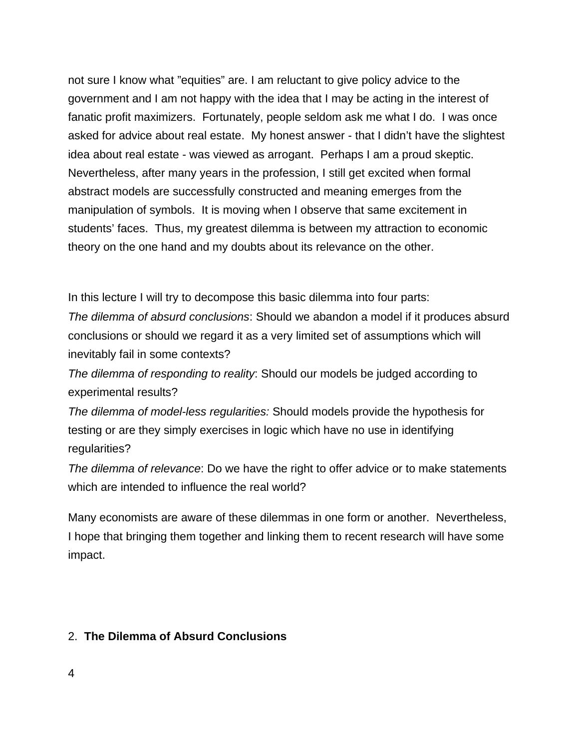not sure I know what ”equities” are. I am reluctant to give policy advice to the government and I am not happy with the idea that I may be acting in the interest of fanatic profit maximizers. Fortunately, people seldom ask me what I do. I was once asked for advice about real estate. My honest answer - that I didn’t have the slightest idea about real estate - was viewed as arrogant. Perhaps I am a proud skeptic. Nevertheless, after many years in the profession, I still get excited when formal abstract models are successfully constructed and meaning emerges from the manipulation of symbols. It is moving when I observe that same excitement in students’ faces. Thus, my greatest dilemma is between my attraction to economic theory on the one hand and my doubts about its relevance on the other.

In this lecture I will try to decompose this basic dilemma into four parts:

*The dilemma of absurd conclusions*: Should we abandon a model if it produces absurd conclusions or should we regard it as a very limited set of assumptions which will inevitably fail in some contexts?

*The dilemma of responding to reality*: Should our models be judged according to experimental results?

*The dilemma of model-less regularities:* Should models provide the hypothesis for testing or are they simply exercises in logic which have no use in identifying regularities?

*The dilemma of relevance*: Do we have the right to offer advice or to make statements which are intended to influence the real world?

Many economists are aware of these dilemmas in one form or another. Nevertheless, I hope that bringing them together and linking them to recent research will have some impact.

## 2. **The Dilemma of Absurd Conclusions**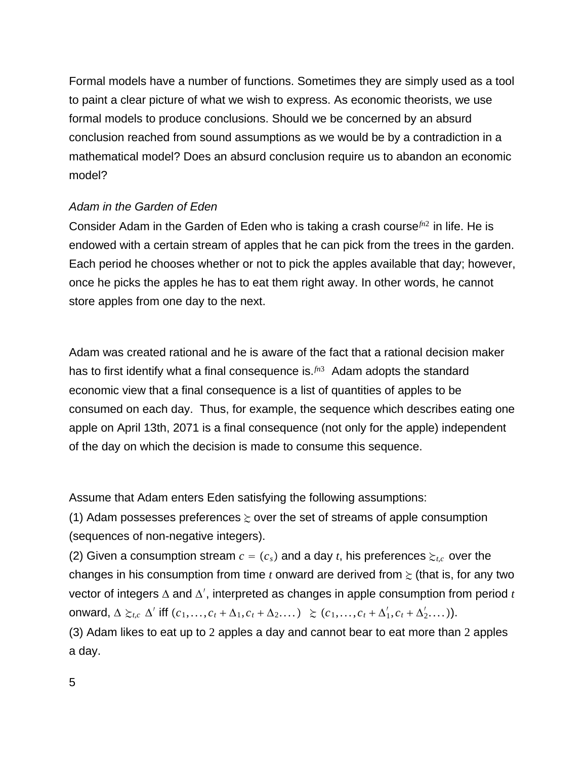Formal models have a number of functions. Sometimes they are simply used as a tool to paint a clear picture of what we wish to express. As economic theorists, we use formal models to produce conclusions. Should we be concerned by an absurd conclusion reached from sound assumptions as we would be by a contradiction in a mathematical model? Does an absurd conclusion require us to abandon an economic model?

*Adam in the Garden of Eden*

Consider Adam in the Garden of Eden who is taking a crash course[fn2] in life. He is endowed with a certain stream of apples that he can pick from the trees in the garden. Each period he chooses whether or not to pick the apples available that day; however, once he picks the apples he has to eat them right away. In other words, he cannot store apples from one day to the next.

Adam was created rational and he is aware of the fact that a rational decision maker has to first identify what a final consequence is.[fn3] Adam adopts the standard economic view that a final consequence is a list of quantities of apples to be consumed on each day. Thus, for example, the sequence which describes eating one apple on April 13th, 2071 is a final consequence (not only for the apple) independent of the day on which the decision is made to consume this sequence.

Assume that Adam enters Eden satisfying the following assumptions:

(1) Adam possesses preferences $\succsim$ over the set of streams of apple consumption (sequences of non-negative integers).

(2) Given a consumption stream $c = (c_s)$ and a day $t$, his preferences $\succsim_{t,c}$ over the changes in his consumption from time $t$ onward are derived from $\succsim$ (that is, for any two vector of integers $\Delta$ and $\Delta'$, interpreted as changes in apple consumption from period $t$ onward, $\Delta \succsim_{t,c} \Delta'$ iff $(c_1,\ldots,c_t+\Delta_1,c_t+\Delta_2\ldots) \succsim (c_1,\ldots,c_t+\Delta'_1,c_t+\Delta'_2\ldots)$).

(3) Adam likes to eat up to $2$ apples a day and cannot bear to eat more than $2$ apples a day.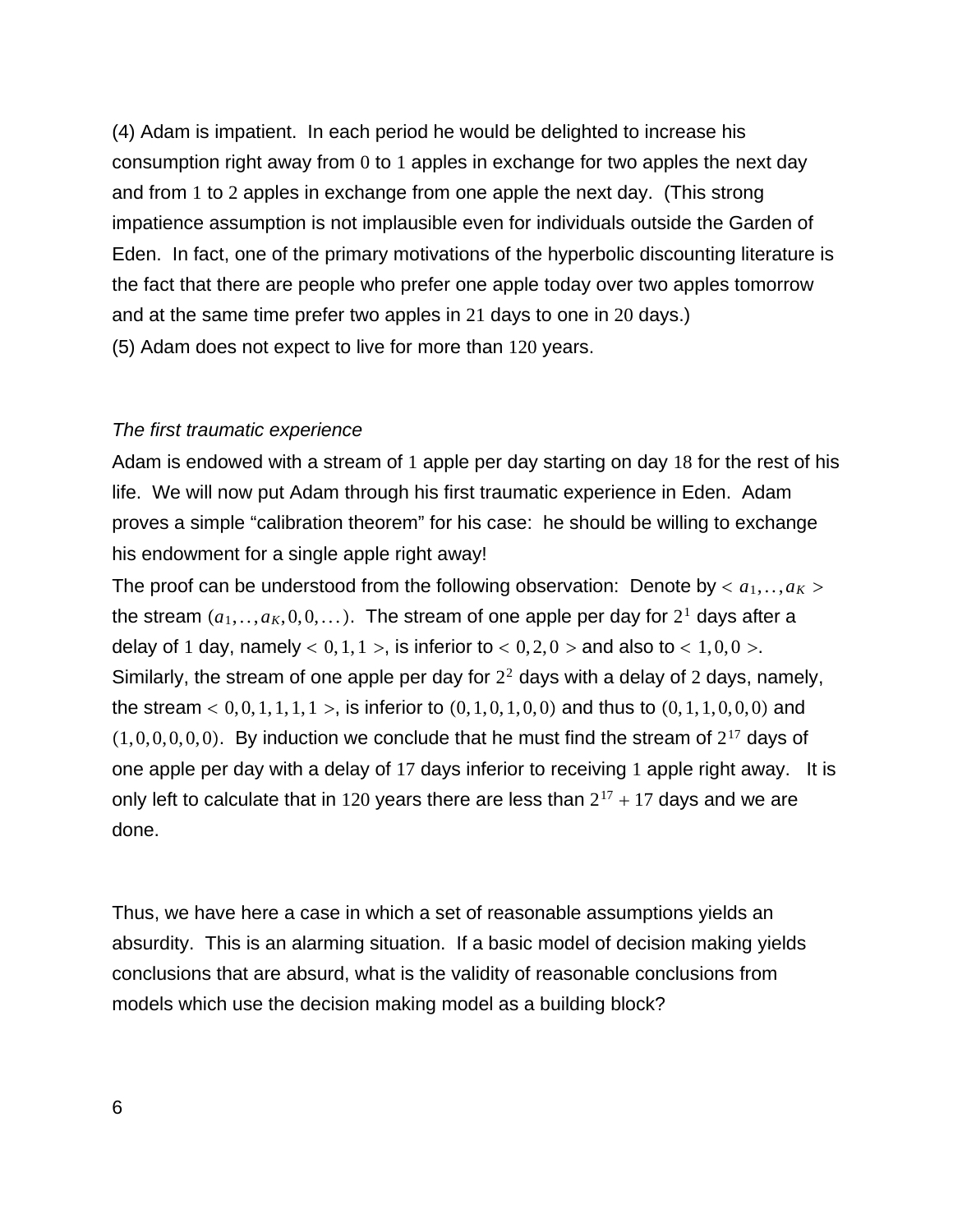(4) Adam is impatient. In each period he would be delighted to increase his consumption right away from $0$ to $1$ apples in exchange for two apples the next day and from $1$ to $2$ apples in exchange from one apple the next day. (This strong impatience assumption is not implausible even for individuals outside the Garden of Eden. In fact, one of the primary motivations of the hyperbolic discounting literature is the fact that there are people who prefer one apple today over two apples tomorrow and at the same time prefer two apples in $21$ days to one in $20$ days.)

(5) Adam does not expect to live for more than $120$ years.

*The first traumatic experience*

Adam is endowed with a stream of $1$ apple per day starting on day $18$ for the rest of his life. We will now put Adam through his first traumatic experience in Eden. Adam proves a simple "calibration theorem" for his case: he should be willing to exchange his endowment for a single apple right away!

The proof can be understood from the following observation: Denote by $< a_1,..,a_K >$ the stream $(a_1,..,a_K,0,0,\dots)$. The stream of one apple per day for $2^1$ days after a delay of $1$ day, namely $< 0,1,1 >$, is inferior to $< 0,2,0 >$ and also to $< 1,0,0 >$. Similarly, the stream of one apple per day for $2^2$ days with a delay of $2$ days, namely, the stream $< 0,0,1,1,1,1 >$, is inferior to $(0,1,0,1,0,0)$ and thus to $(0,1,1,0,0,0)$ and $(1,0,0,0,0,0)$. By induction we conclude that he must find the stream of $2^{17}$ days of one apple per day with a delay of $17$ days inferior to receiving $1$ apple right away. It is only left to calculate that in $120$ years there are less than $2^{17} + 17$ days and we are done.

Thus, we have here a case in which a set of reasonable assumptions yields an absurdity. This is an alarming situation. If a basic model of decision making yields conclusions that are absurd, what is the validity of reasonable conclusions from models which use the decision making model as a building block?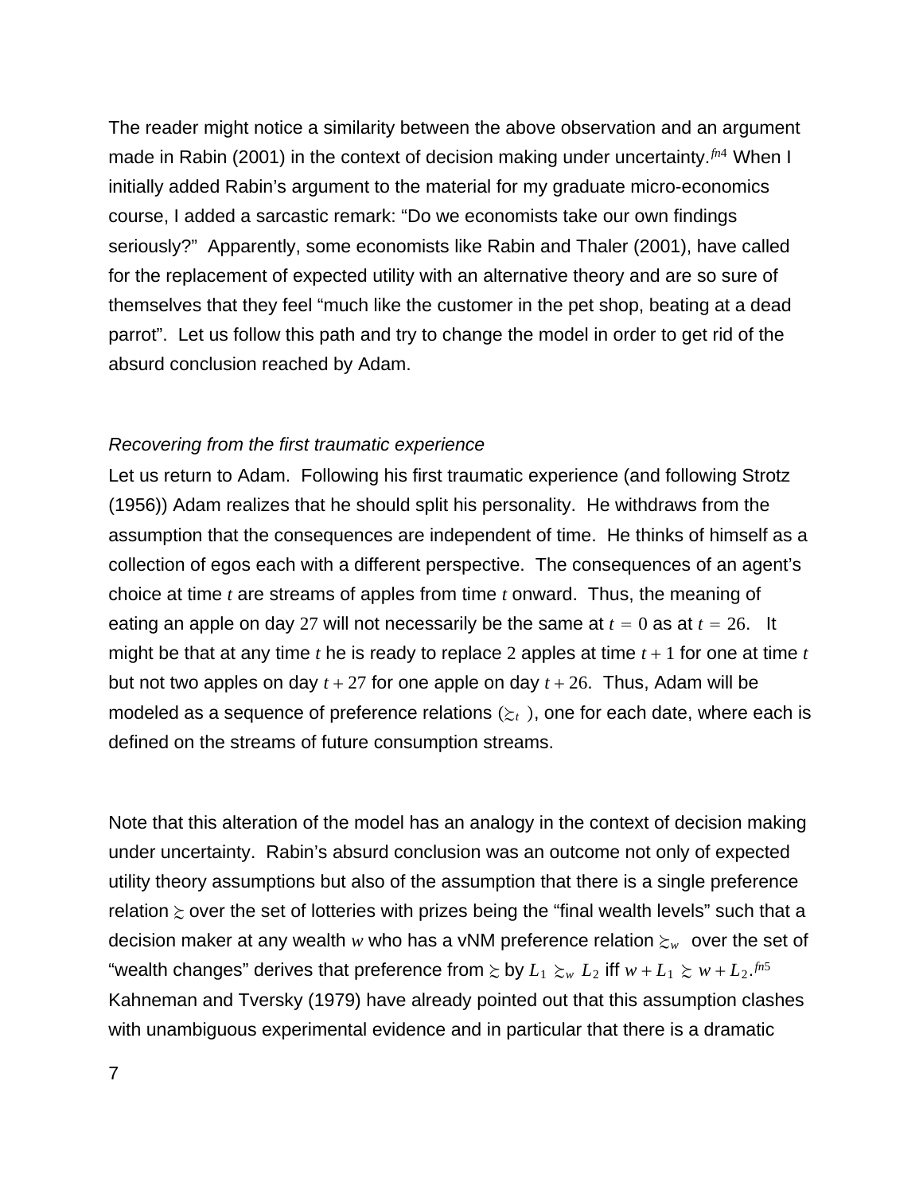The reader might notice a similarity between the above observation and an argument made in Rabin (2001) in the context of decision making under uncertainty.[fn4] When I initially added Rabin's argument to the material for my graduate micro-economics course, I added a sarcastic remark: "Do we economists take our own findings seriously?" Apparently, some economists like Rabin and Thaler (2001), have called for the replacement of expected utility with an alternative theory and are so sure of themselves that they feel "much like the customer in the pet shop, beating at a dead parrot". Let us follow this path and try to change the model in order to get rid of the absurd conclusion reached by Adam.

*Recovering from the first traumatic experience*

Let us return to Adam. Following his first traumatic experience (and following Strotz (1956)) Adam realizes that he should split his personality. He withdraws from the assumption that the consequences are independent of time. He thinks of himself as a collection of egos each with a different perspective. The consequences of an agent's choice at time $t$ are streams of apples from time $t$ onward. Thus, the meaning of eating an apple on day $27$ will not necessarily be the same at $t = 0$ as at $t = 26$. It might be that at any time $t$ he is ready to replace $2$ apples at time $t+1$ for one at time $t$ but not two apples on day $t+27$ for one apple on day $t+26$. Thus, Adam will be modeled as a sequence of preference relations $(\succsim_t)$, one for each date, where each is defined on the streams of future consumption streams.

Note that this alteration of the model has an analogy in the context of decision making under uncertainty. Rabin's absurd conclusion was an outcome not only of expected utility theory assumptions but also of the assumption that there is a single preference relation $\succsim$ over the set of lotteries with prizes being the "final wealth levels" such that a decision maker at any wealth $w$ who has a vNM preference relation $\succsim_w$ over the set of "wealth changes" derives that preference from $\succsim$ by $L_1 \succsim_w L_2$ iff $w + L_1 \succsim w + L_2$.[fn5] Kahneman and Tversky (1979) have already pointed out that this assumption clashes with unambiguous experimental evidence and in particular that there is a dramatic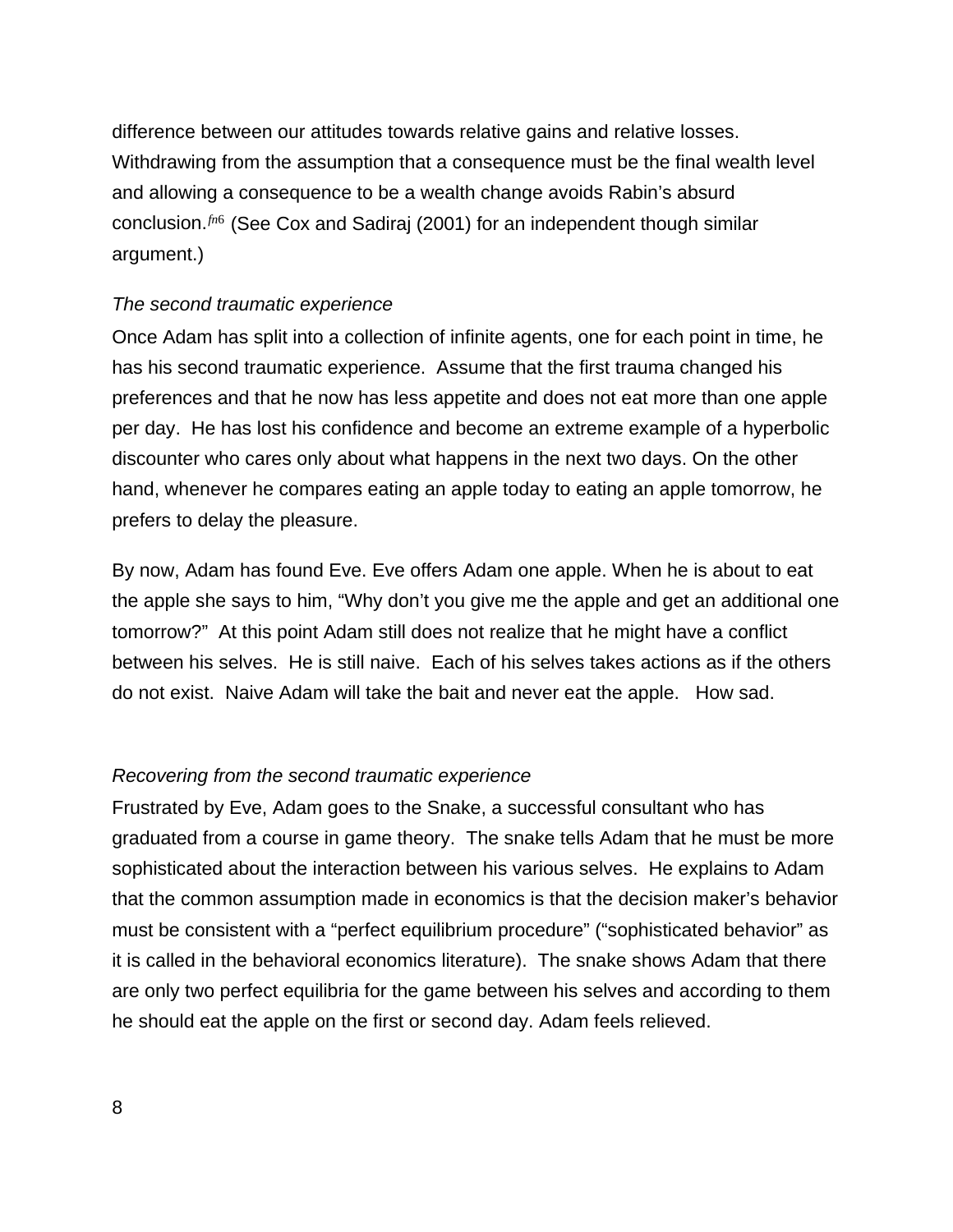difference between our attitudes towards relative gains and relative losses. Withdrawing from the assumption that a consequence must be the final wealth level and allowing a consequence to be a wealth change avoids Rabin's absurd conclusion.[fn6] (See Cox and Sadiraj (2001) for an independent though similar argument.)

*The second traumatic experience*

Once Adam has split into a collection of infinite agents, one for each point in time, he has his second traumatic experience. Assume that the first trauma changed his preferences and that he now has less appetite and does not eat more than one apple per day. He has lost his confidence and become an extreme example of a hyperbolic discounter who cares only about what happens in the next two days. On the other hand, whenever he compares eating an apple today to eating an apple tomorrow, he prefers to delay the pleasure.

By now, Adam has found Eve. Eve offers Adam one apple. When he is about to eat the apple she says to him, "Why don't you give me the apple and get an additional one tomorrow?" At this point Adam still does not realize that he might have a conflict between his selves. He is still naive. Each of his selves takes actions as if the others do not exist. Naive Adam will take the bait and never eat the apple. How sad.

*Recovering from the second traumatic experience*

Frustrated by Eve, Adam goes to the Snake, a successful consultant who has graduated from a course in game theory. The snake tells Adam that he must be more sophisticated about the interaction between his various selves. He explains to Adam that the common assumption made in economics is that the decision maker's behavior must be consistent with a "perfect equilibrium procedure" ("sophisticated behavior" as it is called in the behavioral economics literature). The snake shows Adam that there are only two perfect equilibria for the game between his selves and according to them he should eat the apple on the first or second day. Adam feels relieved.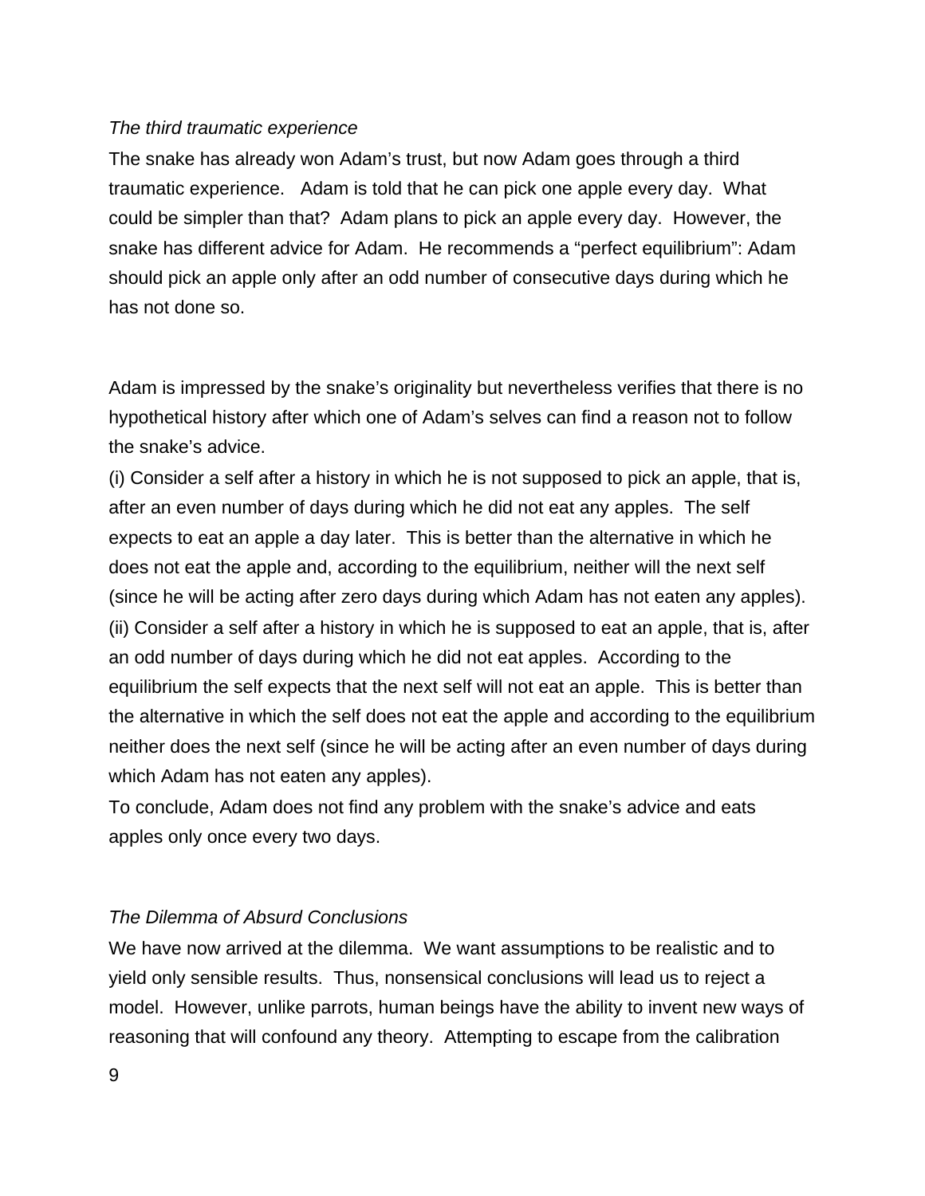*The third traumatic experience*

The snake has already won Adam's trust, but now Adam goes through a third traumatic experience. Adam is told that he can pick one apple every day. What could be simpler than that? Adam plans to pick an apple every day. However, the snake has different advice for Adam. He recommends a "perfect equilibrium": Adam should pick an apple only after an odd number of consecutive days during which he has not done so.

Adam is impressed by the snake's originality but nevertheless verifies that there is no hypothetical history after which one of Adam's selves can find a reason not to follow the snake's advice.

(i) Consider a self after a history in which he is not supposed to pick an apple, that is, after an even number of days during which he did not eat any apples. The self expects to eat an apple a day later. This is better than the alternative in which he does not eat the apple and, according to the equilibrium, neither will the next self (since he will be acting after zero days during which Adam has not eaten any apples).

(ii) Consider a self after a history in which he is supposed to eat an apple, that is, after an odd number of days during which he did not eat apples. According to the equilibrium the self expects that the next self will not eat an apple. This is better than the alternative in which the self does not eat the apple and according to the equilibrium neither does the next self (since he will be acting after an even number of days during which Adam has not eaten any apples).

To conclude, Adam does not find any problem with the snake's advice and eats apples only once every two days.

*The Dilemma of Absurd Conclusions*

We have now arrived at the dilemma. We want assumptions to be realistic and to yield only sensible results. Thus, nonsensical conclusions will lead us to reject a model. However, unlike parrots, human beings have the ability to invent new ways of reasoning that will confound any theory. Attempting to escape from the calibration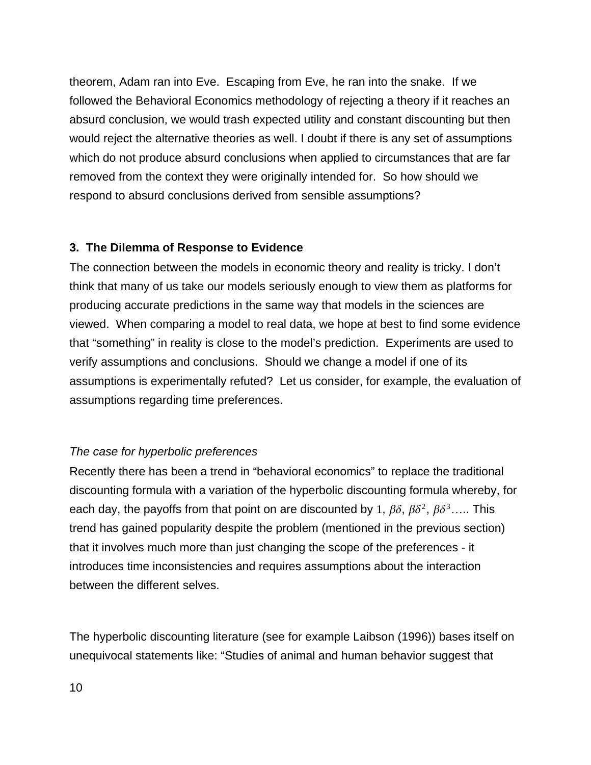theorem, Adam ran into Eve. Escaping from Eve, he ran into the snake. If we followed the Behavioral Economics methodology of rejecting a theory if it reaches an absurd conclusion, we would trash expected utility and constant discounting but then would reject the alternative theories as well. I doubt if there is any set of assumptions which do not produce absurd conclusions when applied to circumstances that are far removed from the context they were originally intended for. So how should we respond to absurd conclusions derived from sensible assumptions?

### 3. The Dilemma of Response to Evidence

The connection between the models in economic theory and reality is tricky. I don't think that many of us take our models seriously enough to view them as platforms for producing accurate predictions in the same way that models in the sciences are viewed. When comparing a model to real data, we hope at best to find some evidence that "something" in reality is close to the model's prediction. Experiments are used to verify assumptions and conclusions. Should we change a model if one of its assumptions is experimentally refuted? Let us consider, for example, the evaluation of assumptions regarding time preferences.

*The case for hyperbolic preferences*

Recently there has been a trend in "behavioral economics" to replace the traditional discounting formula with a variation of the hyperbolic discounting formula whereby, for each day, the payoffs from that point on are discounted by $1$, $\beta\delta$, $\beta\delta^2$, $\beta\delta^3$….. This trend has gained popularity despite the problem (mentioned in the previous section) that it involves much more than just changing the scope of the preferences - it introduces time inconsistencies and requires assumptions about the interaction between the different selves.

The hyperbolic discounting literature (see for example Laibson (1996)) bases itself on unequivocal statements like: "Studies of animal and human behavior suggest that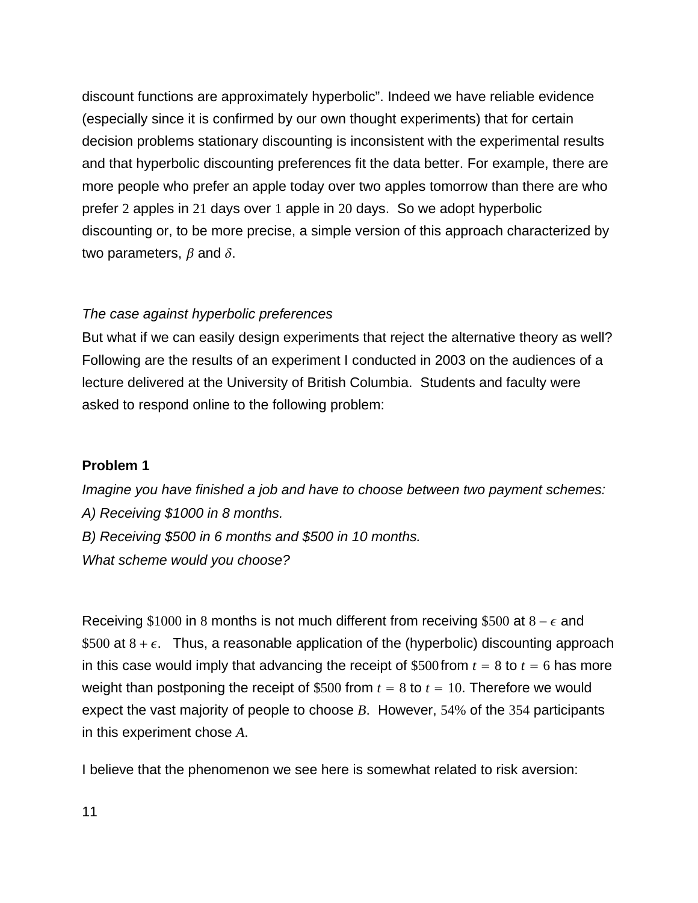discount functions are approximately hyperbolic". Indeed we have reliable evidence (especially since it is confirmed by our own thought experiments) that for certain decision problems stationary discounting is inconsistent with the experimental results and that hyperbolic discounting preferences fit the data better. For example, there are more people who prefer an apple today over two apples tomorrow than there are who prefer $2$ apples in $21$ days over $1$ apple in $20$ days. So we adopt hyperbolic discounting or, to be more precise, a simple version of this approach characterized by two parameters, $\beta$ and $\delta$.

*The case against hyperbolic preferences*

But what if we can easily design experiments that reject the alternative theory as well? Following are the results of an experiment I conducted in 2003 on the audiences of a lecture delivered at the University of British Columbia. Students and faculty were asked to respond online to the following problem:

**Problem 1**

*Imagine you have finished a job and have to choose between two payment schemes:*

*A) Receiving $1000 in 8 months.*

*B) Receiving $500 in 6 months and $500 in 10 months.*

*What scheme would you choose?*

Receiving $\$1000$ in $8$ months is not much different from receiving $\$500$ at $8-\epsilon$ and $\$500$ at $8+\epsilon$. Thus, a reasonable application of the (hyperbolic) discounting approach in this case would imply that advancing the receipt of $\$500$ from $t=8$ to $t=6$ has more weight than postponing the receipt of $\$500$ from $t=8$ to $t=10$. Therefore we would expect the vast majority of people to choose $B$. However, $54\%$ of the $354$ participants in this experiment chose $A$.

I believe that the phenomenon we see here is somewhat related to risk aversion: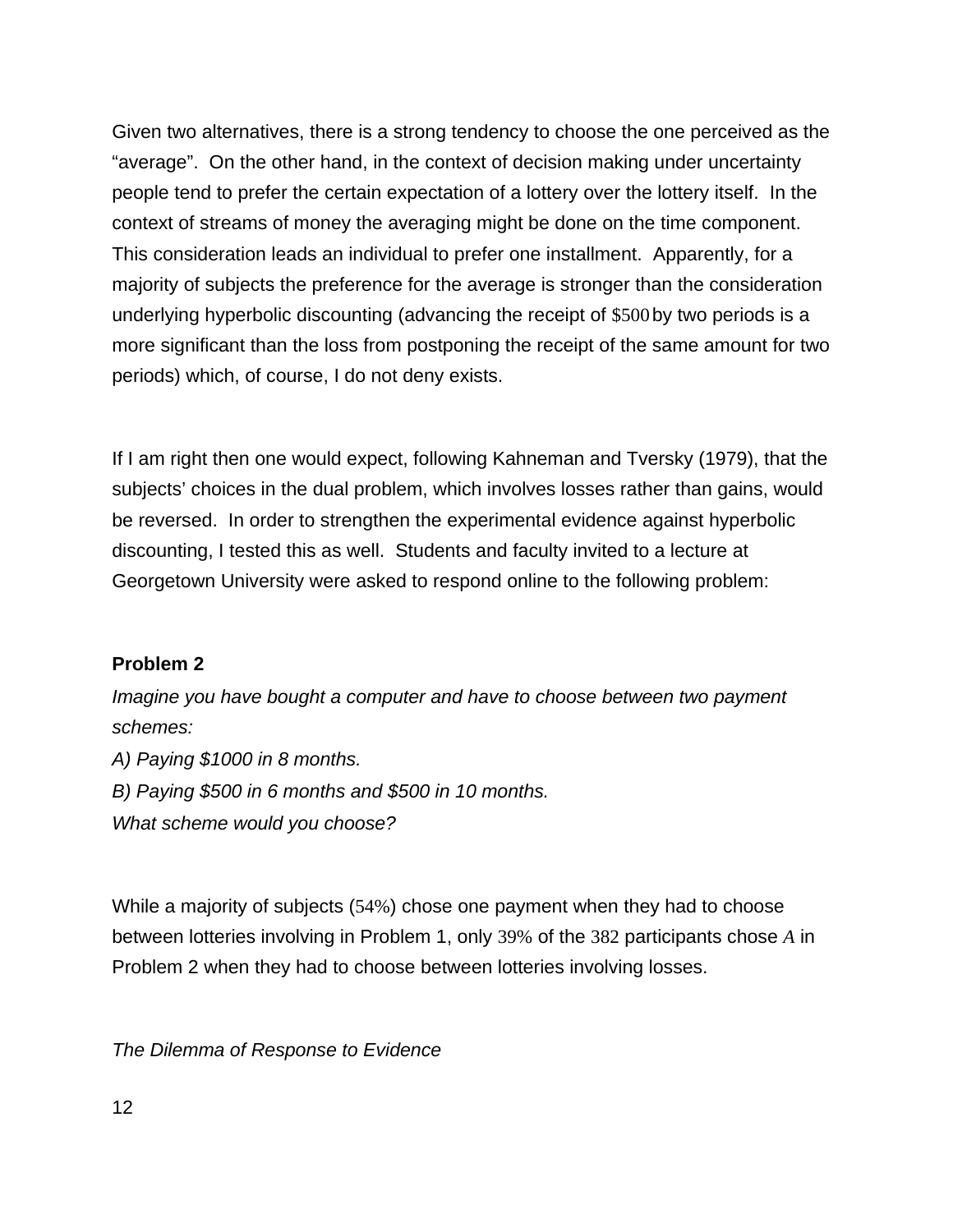Given two alternatives, there is a strong tendency to choose the one perceived as the "average". On the other hand, in the context of decision making under uncertainty people tend to prefer the certain expectation of a lottery over the lottery itself. In the context of streams of money the averaging might be done on the time component. This consideration leads an individual to prefer one installment. Apparently, for a majority of subjects the preference for the average is stronger than the consideration underlying hyperbolic discounting (advancing the receipt of $500 by two periods is a more significant than the loss from postponing the receipt of the same amount for two periods) which, of course, I do not deny exists.

If I am right then one would expect, following Kahneman and Tversky (1979), that the subjects' choices in the dual problem, which involves losses rather than gains, would be reversed. In order to strengthen the experimental evidence against hyperbolic discounting, I tested this as well. Students and faculty invited to a lecture at Georgetown University were asked to respond online to the following problem:

**Problem 2**

*Imagine you have bought a computer and have to choose between two payment schemes:*

*A) Paying $1000 in 8 months.*

*B) Paying $500 in 6 months and $500 in 10 months.*

*What scheme would you choose?*

While a majority of subjects (54%) chose one payment when they had to choose between lotteries involving in Problem 1, only 39% of the 382 participants chose *A* in Problem 2 when they had to choose between lotteries involving losses.

*The Dilemma of Response to Evidence*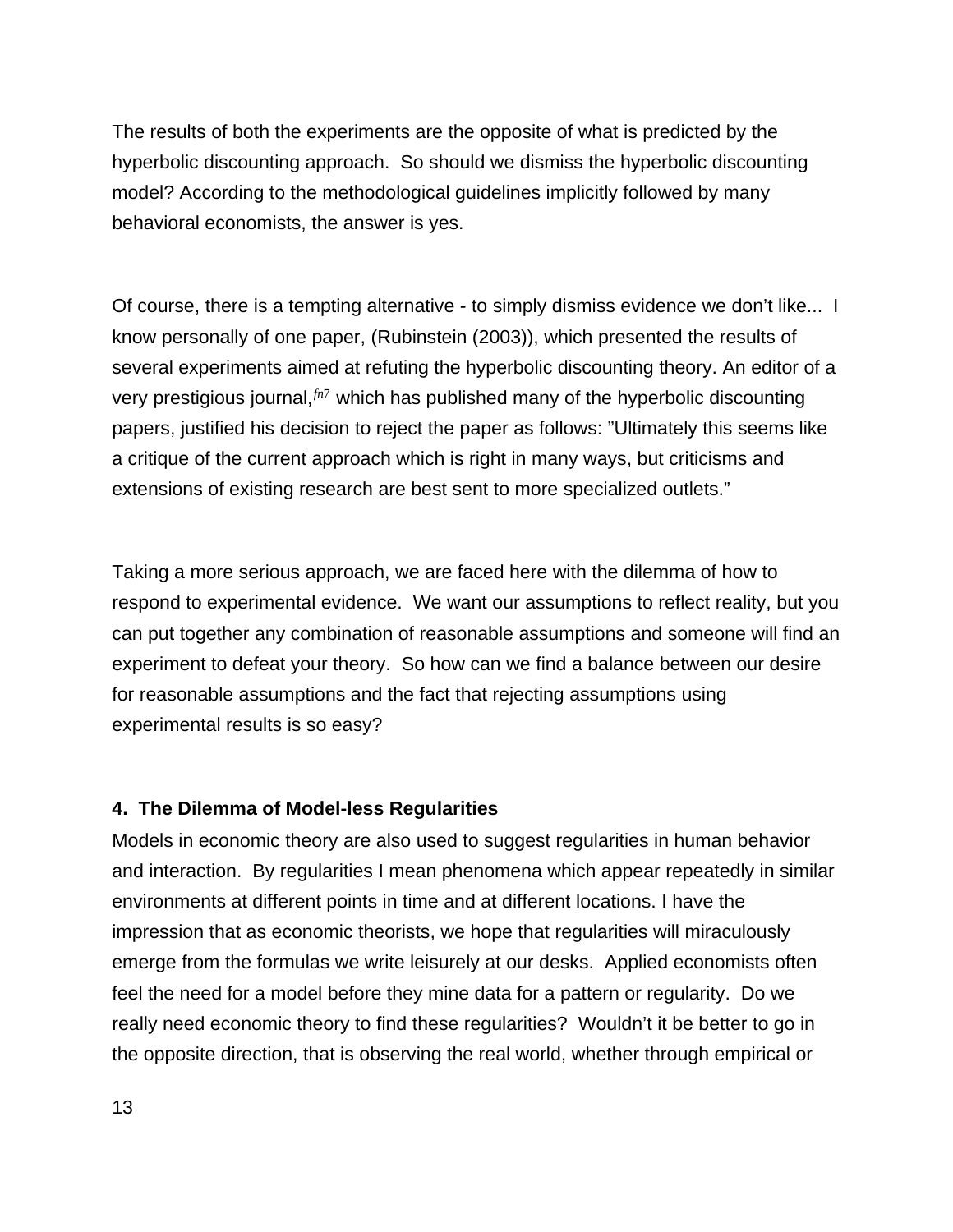The results of both the experiments are the opposite of what is predicted by the hyperbolic discounting approach. So should we dismiss the hyperbolic discounting model? According to the methodological guidelines implicitly followed by many behavioral economists, the answer is yes.

Of course, there is a tempting alternative - to simply dismiss evidence we don't like... I know personally of one paper, (Rubinstein (2003)), which presented the results of several experiments aimed at refuting the hyperbolic discounting theory. An editor of a very prestigious journal,[fn7] which has published many of the hyperbolic discounting papers, justified his decision to reject the paper as follows: "Ultimately this seems like a critique of the current approach which is right in many ways, but criticisms and extensions of existing research are best sent to more specialized outlets."

Taking a more serious approach, we are faced here with the dilemma of how to respond to experimental evidence. We want our assumptions to reflect reality, but you can put together any combination of reasonable assumptions and someone will find an experiment to defeat your theory. So how can we find a balance between our desire for reasonable assumptions and the fact that rejecting assumptions using experimental results is so easy?

## 4. The Dilemma of Model-less Regularities

Models in economic theory are also used to suggest regularities in human behavior and interaction. By regularities I mean phenomena which appear repeatedly in similar environments at different points in time and at different locations. I have the impression that as economic theorists, we hope that regularities will miraculously emerge from the formulas we write leisurely at our desks. Applied economists often feel the need for a model before they mine data for a pattern or regularity. Do we really need economic theory to find these regularities? Wouldn't it be better to go in the opposite direction, that is observing the real world, whether through empirical or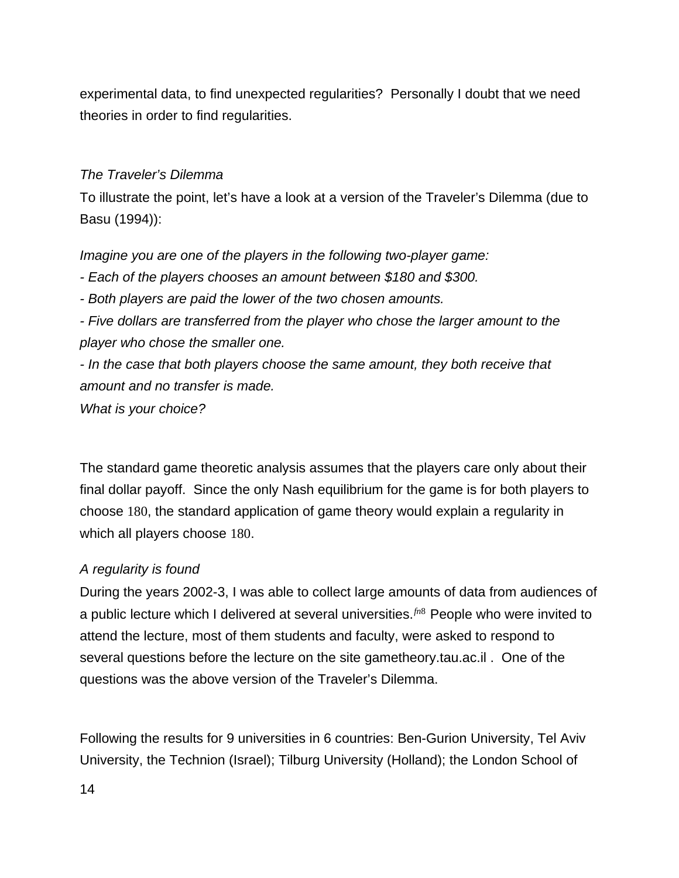experimental data, to find unexpected regularities? Personally I doubt that we need theories in order to find regularities.

*The Traveler's Dilemma*

To illustrate the point, let's have a look at a version of the Traveler's Dilemma (due to Basu (1994)):

*Imagine you are one of the players in the following two-player game:*

*- Each of the players chooses an amount between $180 and $300.*

*- Both players are paid the lower of the two chosen amounts.*

*- Five dollars are transferred from the player who chose the larger amount to the player who chose the smaller one.*

*- In the case that both players choose the same amount, they both receive that amount and no transfer is made.*

*What is your choice?*

The standard game theoretic analysis assumes that the players care only about their final dollar payoff. Since the only Nash equilibrium for the game is for both players to choose 180, the standard application of game theory would explain a regularity in which all players choose 180.

*A regularity is found*

During the years 2002-3, I was able to collect large amounts of data from audiences of a public lecture which I delivered at several universities.[fn8] People who were invited to attend the lecture, most of them students and faculty, were asked to respond to several questions before the lecture on the site gametheory.tau.ac.il . One of the questions was the above version of the Traveler's Dilemma.

Following the results for 9 universities in 6 countries: Ben-Gurion University, Tel Aviv University, the Technion (Israel); Tilburg University (Holland); the London School of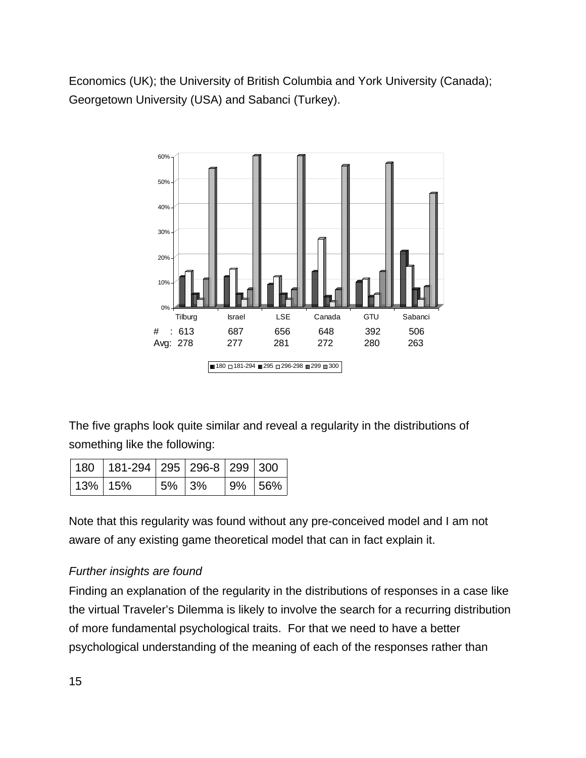Economics (UK); the University of British Columbia and York University (Canada); Georgetown University (USA) and Sabanci (Turkey).

| | Tilburg | Israel | LSE | Canada | GTU | Sabanci |
|---|---|---|---|---|---|---|
| # : | 613 | 687 | 656 | 648 | 392 | 506 |
| Avg: | 278 | 277 | 281 | 272 | 280 | 263 |

180 181-294 295 296-298 299 300

The five graphs look quite similar and reveal a regularity in the distributions of something like the following:

| 180 | 181-294 | 295 | 296-8 | 299 | 300 |
|---|---|---|---|---|---|
| 13% | 15% | 5% | 3% | 9% | 56% |

Note that this regularity was found without any pre-conceived model and I am not aware of any existing game theoretical model that can in fact explain it.

*Further insights are found*

Finding an explanation of the regularity in the distributions of responses in a case like the virtual Traveler's Dilemma is likely to involve the search for a recurring distribution of more fundamental psychological traits. For that we need to have a better psychological understanding of the meaning of each of the responses rather than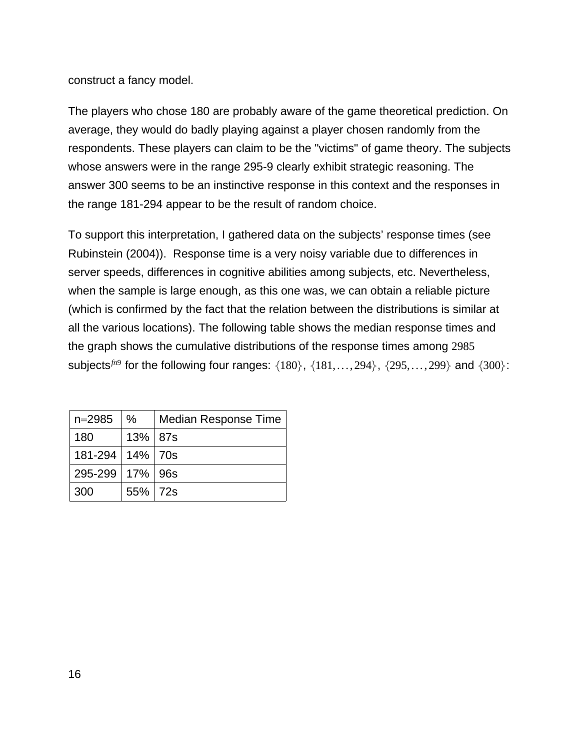construct a fancy model.

The players who chose 180 are probably aware of the game theoretical prediction. On average, they would do badly playing against a player chosen randomly from the respondents. These players can claim to be the "victims" of game theory. The subjects whose answers were in the range 295-9 clearly exhibit strategic reasoning. The answer 300 seems to be an instinctive response in this context and the responses in the range 181-294 appear to be the result of random choice.

To support this interpretation, I gathered data on the subjects' response times (see Rubinstein (2004)). Response time is a very noisy variable due to differences in server speeds, differences in cognitive abilities among subjects, etc. Nevertheless, when the sample is large enough, as this one was, we can obtain a reliable picture (which is confirmed by the fact that the relation between the distributions is similar at all the various locations). The following table shows the median response times and the graph shows the cumulative distributions of the response times among 2985 subjects[fn9] for the following four ranges: $\{180\}$, $\{181, \ldots, 294\}$, $\{295, \ldots, 299\}$ and $\{300\}$:

| n=2985 | % | Median Response Time |
|---|---|---|
| 180 | 13% | 87s |
| 181-294 | 14% | 70s |
| 295-299 | 17% | 96s |
| 300 | 55% | 72s |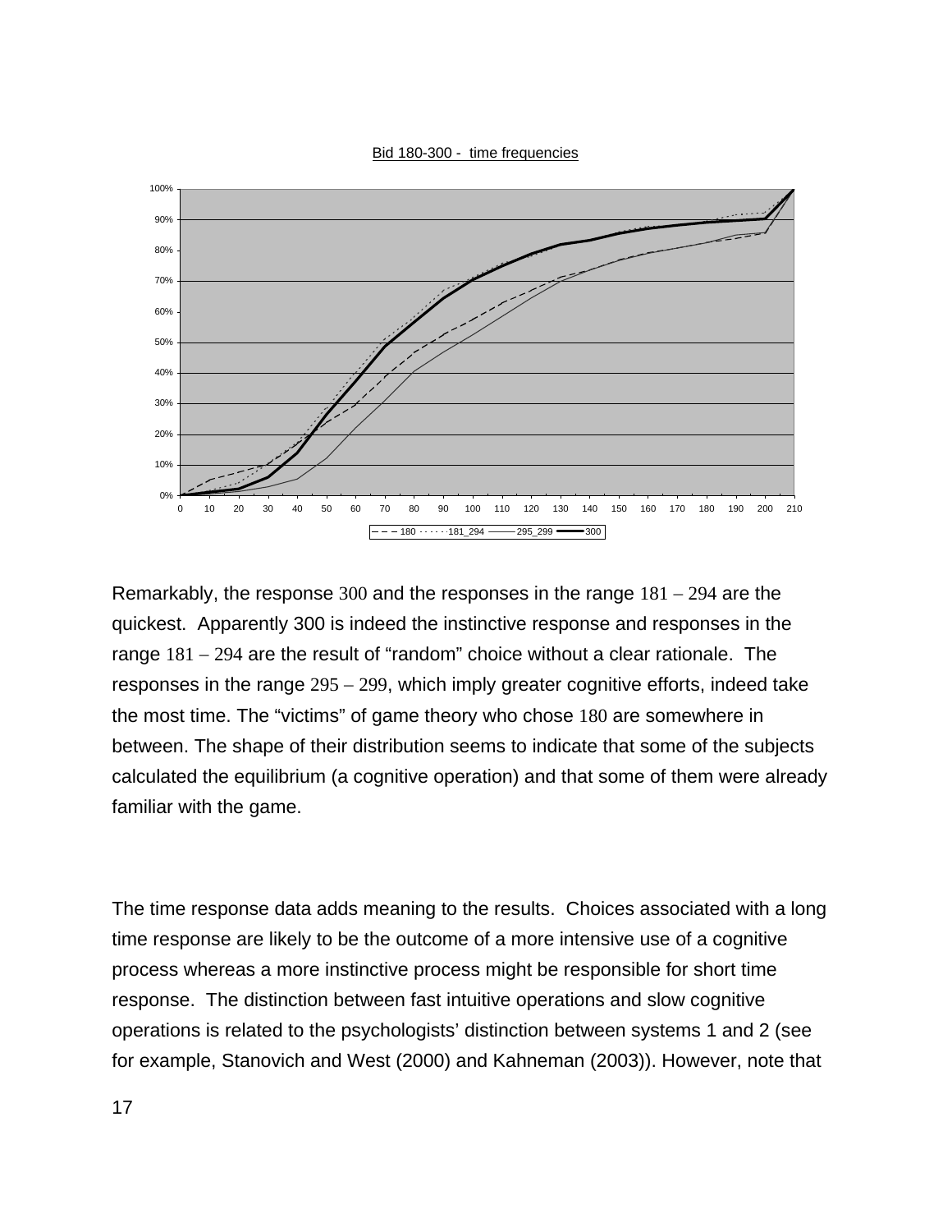Bid 180-300 - time frequencies

Remarkably, the response 300 and the responses in the range 181 – 294 are the quickest. Apparently 300 is indeed the instinctive response and responses in the range 181 – 294 are the result of "random" choice without a clear rationale. The responses in the range 295 – 299, which imply greater cognitive efforts, indeed take the most time. The "victims" of game theory who chose 180 are somewhere in between. The shape of their distribution seems to indicate that some of the subjects calculated the equilibrium (a cognitive operation) and that some of them were already familiar with the game.

The time response data adds meaning to the results. Choices associated with a long time response are likely to be the outcome of a more intensive use of a cognitive process whereas a more instinctive process might be responsible for short time response. The distinction between fast intuitive operations and slow cognitive operations is related to the psychologists' distinction between systems 1 and 2 (see for example, Stanovich and West (2000) and Kahneman (2003)). However, note that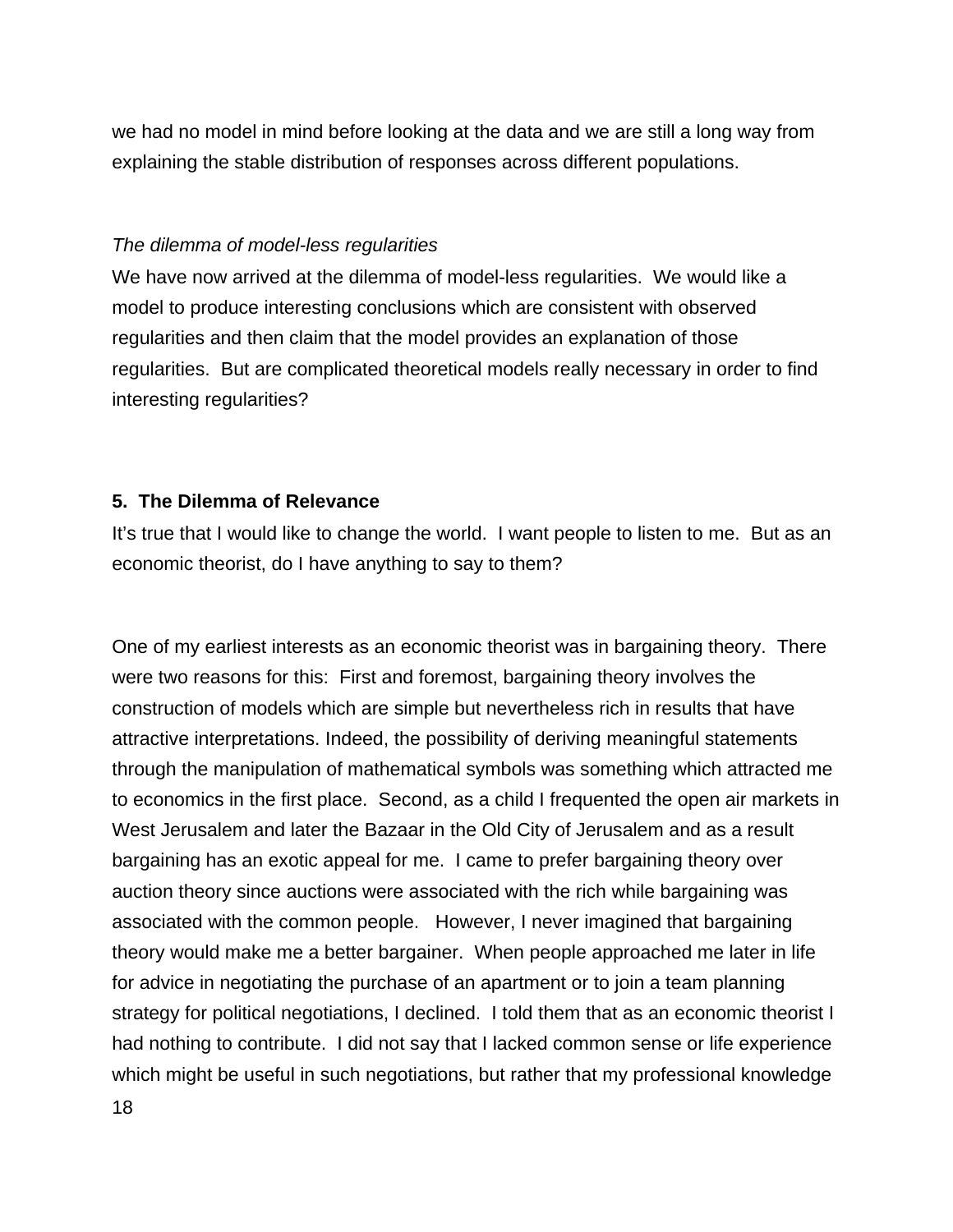we had no model in mind before looking at the data and we are still a long way from explaining the stable distribution of responses across different populations.

*The dilemma of model-less regularities*

We have now arrived at the dilemma of model-less regularities. We would like a model to produce interesting conclusions which are consistent with observed regularities and then claim that the model provides an explanation of those regularities. But are complicated theoretical models really necessary in order to find interesting regularities?

## 5. The Dilemma of Relevance

It's true that I would like to change the world. I want people to listen to me. But as an economic theorist, do I have anything to say to them?

One of my earliest interests as an economic theorist was in bargaining theory. There were two reasons for this: First and foremost, bargaining theory involves the construction of models which are simple but nevertheless rich in results that have attractive interpretations. Indeed, the possibility of deriving meaningful statements through the manipulation of mathematical symbols was something which attracted me to economics in the first place. Second, as a child I frequented the open air markets in West Jerusalem and later the Bazaar in the Old City of Jerusalem and as a result bargaining has an exotic appeal for me. I came to prefer bargaining theory over auction theory since auctions were associated with the rich while bargaining was associated with the common people. However, I never imagined that bargaining theory would make me a better bargainer. When people approached me later in life for advice in negotiating the purchase of an apartment or to join a team planning strategy for political negotiations, I declined. I told them that as an economic theorist I had nothing to contribute. I did not say that I lacked common sense or life experience which might be useful in such negotiations, but rather that my professional knowledge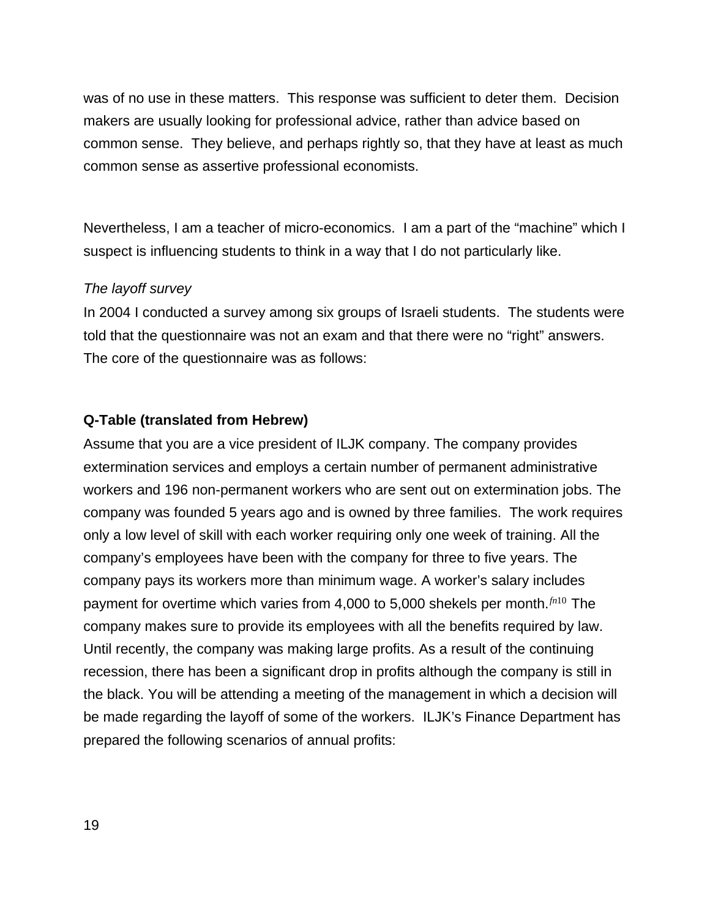was of no use in these matters. This response was sufficient to deter them. Decision makers are usually looking for professional advice, rather than advice based on common sense. They believe, and perhaps rightly so, that they have at least as much common sense as assertive professional economists.

Nevertheless, I am a teacher of micro-economics. I am a part of the "machine" which I suspect is influencing students to think in a way that I do not particularly like.

*The layoff survey*

In 2004 I conducted a survey among six groups of Israeli students. The students were told that the questionnaire was not an exam and that there were no "right" answers. The core of the questionnaire was as follows:

**Q-Table (translated from Hebrew)**

Assume that you are a vice president of ILJK company. The company provides extermination services and employs a certain number of permanent administrative workers and 196 non-permanent workers who are sent out on extermination jobs. The company was founded 5 years ago and is owned by three families. The work requires only a low level of skill with each worker requiring only one week of training. All the company's employees have been with the company for three to five years. The company pays its workers more than minimum wage. A worker's salary includes payment for overtime which varies from 4,000 to 5,000 shekels per month.[fn10] The company makes sure to provide its employees with all the benefits required by law. Until recently, the company was making large profits. As a result of the continuing recession, there has been a significant drop in profits although the company is still in the black. You will be attending a meeting of the management in which a decision will be made regarding the layoff of some of the workers. ILJK's Finance Department has prepared the following scenarios of annual profits: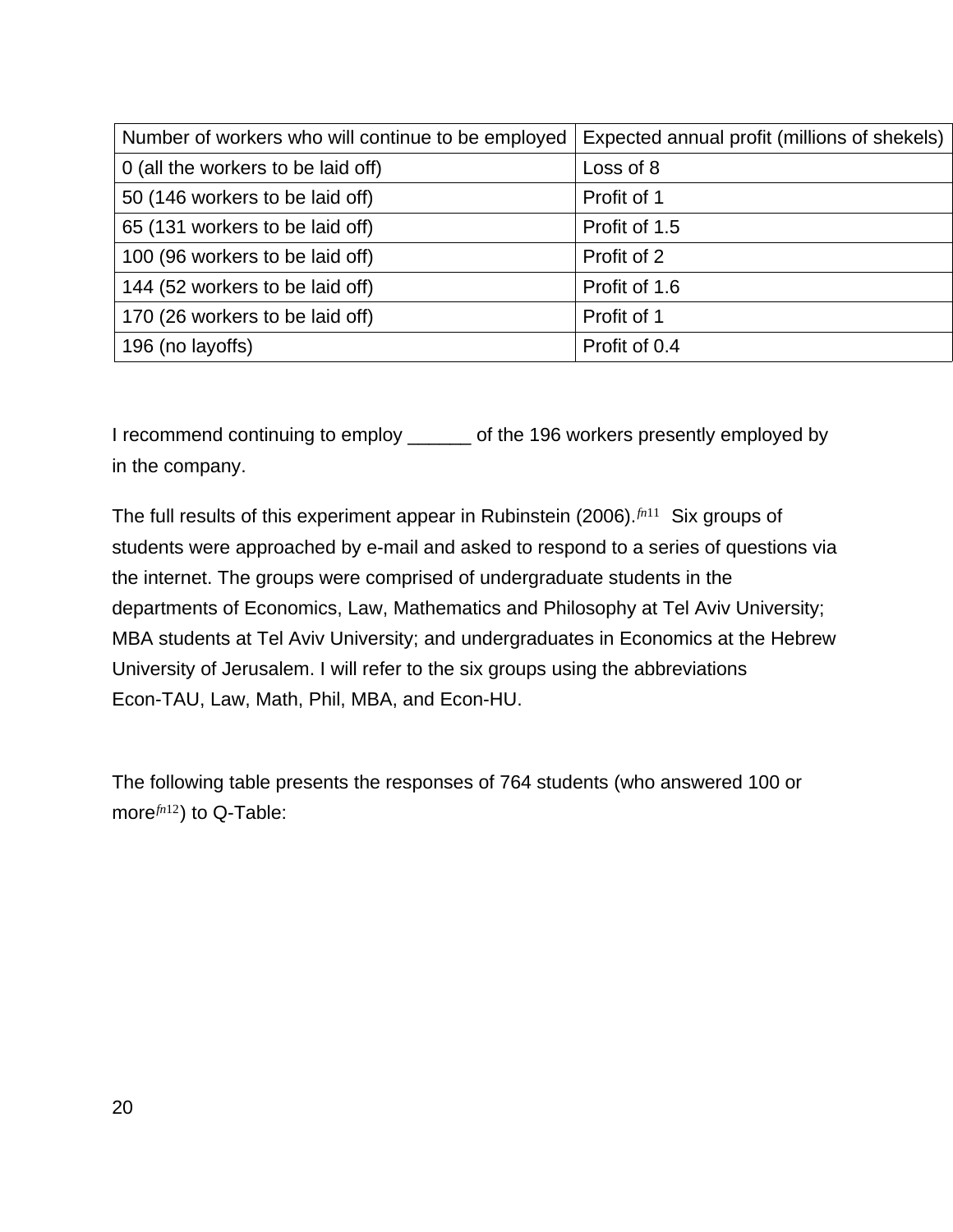| Number of workers who will continue to be employed | Expected annual profit (millions of shekels) |
|---|---|
| 0 (all the workers to be laid off) | Loss of 8 |
| 50 (146 workers to be laid off) | Profit of 1 |
| 65 (131 workers to be laid off) | Profit of 1.5 |
| 100 (96 workers to be laid off) | Profit of 2 |
| 144 (52 workers to be laid off) | Profit of 1.6 |
| 170 (26 workers to be laid off) | Profit of 1 |
| 196 (no layoffs) | Profit of 0.4 |

I recommend continuing to employ ______ of the 196 workers presently employed by in the company.

The full results of this experiment appear in Rubinstein (2006).[fn11] Six groups of students were approached by e-mail and asked to respond to a series of questions via the internet. The groups were comprised of undergraduate students in the departments of Economics, Law, Mathematics and Philosophy at Tel Aviv University; MBA students at Tel Aviv University; and undergraduates in Economics at the Hebrew University of Jerusalem. I will refer to the six groups using the abbreviations Econ-TAU, Law, Math, Phil, MBA, and Econ-HU.

The following table presents the responses of 764 students (who answered 100 or more[fn12]) to Q-Table: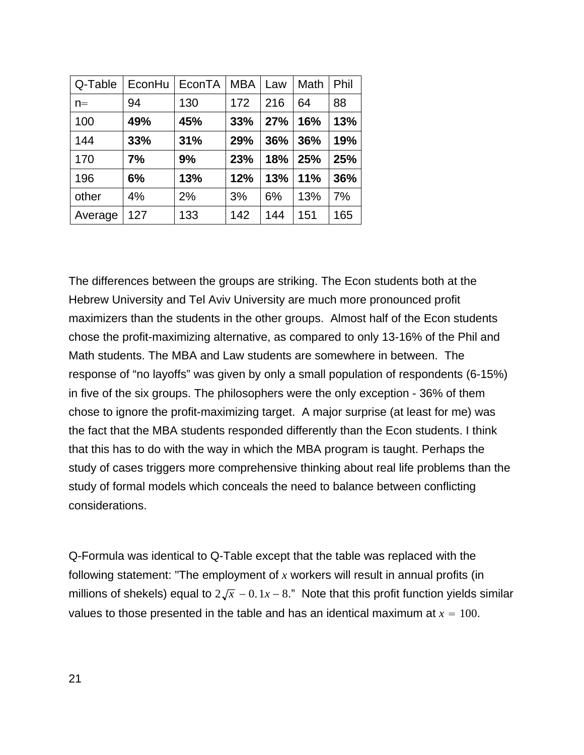| Q-Table | EconHu | EconTA | MBA | Law | Math | Phil |
|---|---|---|---|---|---|---|
| n= | 94 | 130 | 172 | 216 | 64 | 88 |
| 100 | **49%** | **45%** | **33%** | **27%** | **16%** | **13%** |
| 144 | **33%** | **31%** | **29%** | **36%** | **36%** | **19%** |
| 170 | **7%** | **9%** | **23%** | **18%** | **25%** | **25%** |
| 196 | **6%** | **13%** | **12%** | **13%** | **11%** | **36%** |
| other | 4% | 2% | 3% | 6% | 13% | 7% |
| Average | 127 | 133 | 142 | 144 | 151 | 165 |

The differences between the groups are striking. The Econ students both at the Hebrew University and Tel Aviv University are much more pronounced profit maximizers than the students in the other groups. Almost half of the Econ students chose the profit-maximizing alternative, as compared to only 13-16% of the Phil and Math students. The MBA and Law students are somewhere in between. The response of "no layoffs" was given by only a small population of respondents (6-15%) in five of the six groups. The philosophers were the only exception - 36% of them chose to ignore the profit-maximizing target. A major surprise (at least for me) was the fact that the MBA students responded differently than the Econ students. I think that this has to do with the way in which the MBA program is taught. Perhaps the study of cases triggers more comprehensive thinking about real life problems than the study of formal models which conceals the need to balance between conflicting considerations.

Q-Formula was identical to Q-Table except that the table was replaced with the following statement: "The employment of $x$ workers will result in annual profits (in millions of shekels) equal to $2\sqrt{x} - 0.1x - 8$." Note that this profit function yields similar values to those presented in the table and has an identical maximum at $x = 100$.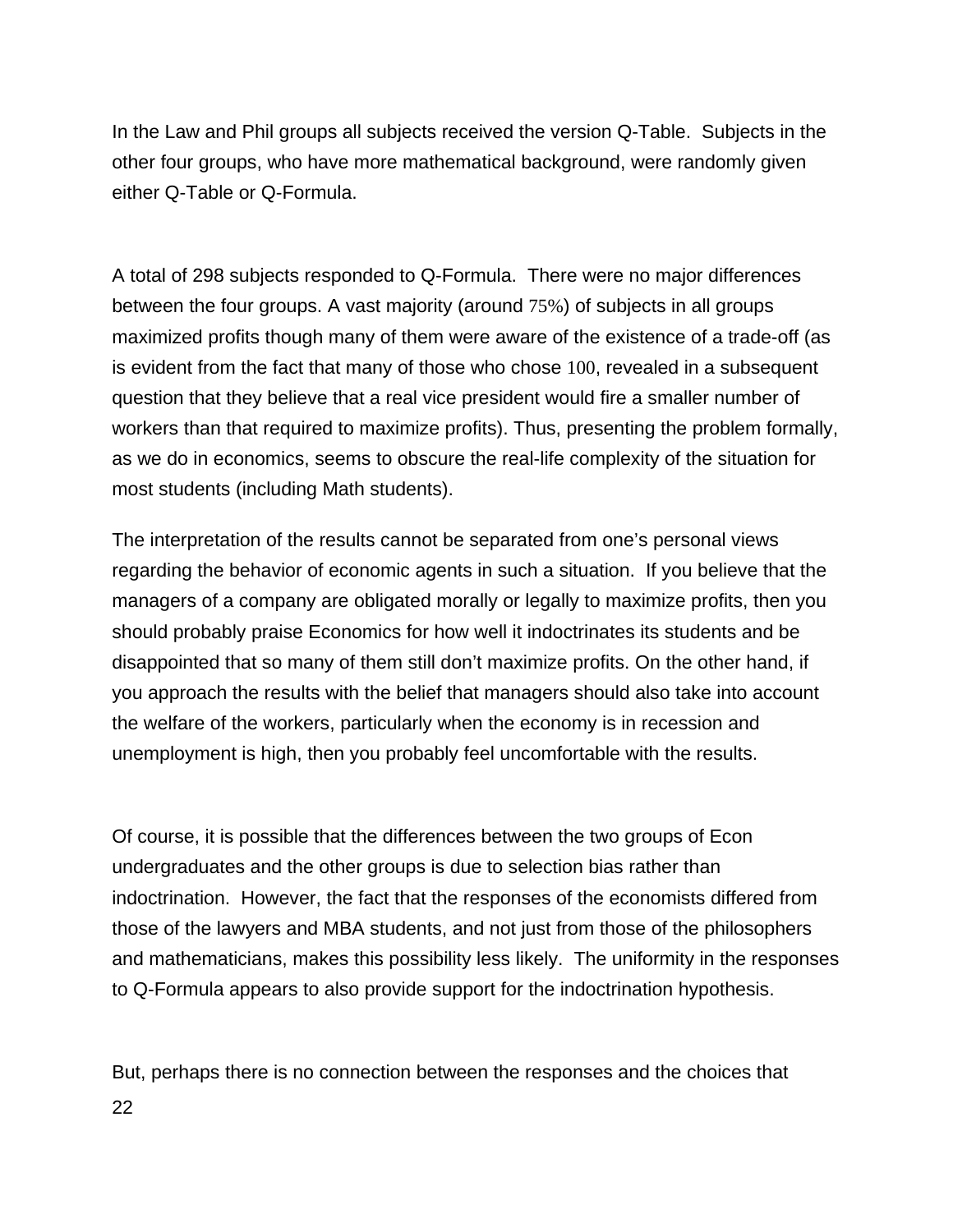In the Law and Phil groups all subjects received the version Q-Table. Subjects in the other four groups, who have more mathematical background, were randomly given either Q-Table or Q-Formula.

A total of 298 subjects responded to Q-Formula. There were no major differences between the four groups. A vast majority (around 75%) of subjects in all groups maximized profits though many of them were aware of the existence of a trade-off (as is evident from the fact that many of those who chose 100, revealed in a subsequent question that they believe that a real vice president would fire a smaller number of workers than that required to maximize profits). Thus, presenting the problem formally, as we do in economics, seems to obscure the real-life complexity of the situation for most students (including Math students).

The interpretation of the results cannot be separated from one's personal views regarding the behavior of economic agents in such a situation. If you believe that the managers of a company are obligated morally or legally to maximize profits, then you should probably praise Economics for how well it indoctrinates its students and be disappointed that so many of them still don't maximize profits. On the other hand, if you approach the results with the belief that managers should also take into account the welfare of the workers, particularly when the economy is in recession and unemployment is high, then you probably feel uncomfortable with the results.

Of course, it is possible that the differences between the two groups of Econ undergraduates and the other groups is due to selection bias rather than indoctrination. However, the fact that the responses of the economists differed from those of the lawyers and MBA students, and not just from those of the philosophers and mathematicians, makes this possibility less likely. The uniformity in the responses to Q-Formula appears to also provide support for the indoctrination hypothesis.

But, perhaps there is no connection between the responses and the choices that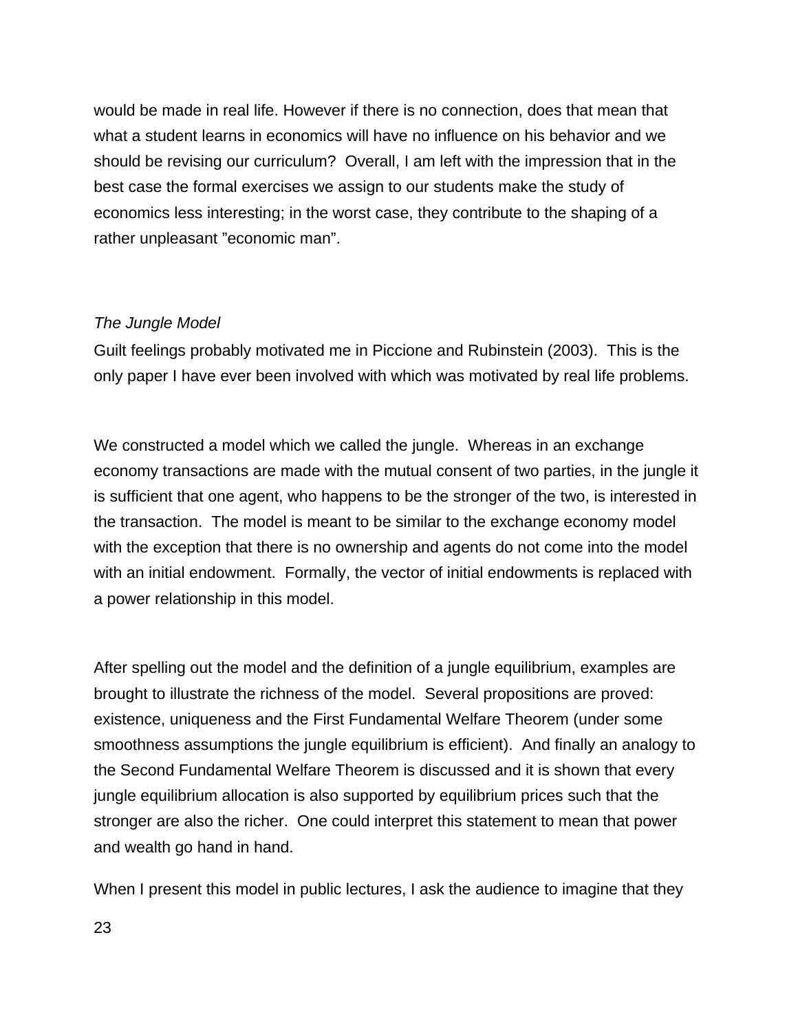would be made in real life. However if there is no connection, does that mean that what a student learns in economics will have no influence on his behavior and we should be revising our curriculum? Overall, I am left with the impression that in the best case the formal exercises we assign to our students make the study of economics less interesting; in the worst case, they contribute to the shaping of a rather unpleasant ”economic man”.

*The Jungle Model*

Guilt feelings probably motivated me in Piccione and Rubinstein (2003). This is the only paper I have ever been involved with which was motivated by real life problems.

We constructed a model which we called the jungle. Whereas in an exchange economy transactions are made with the mutual consent of two parties, in the jungle it is sufficient that one agent, who happens to be the stronger of the two, is interested in the transaction. The model is meant to be similar to the exchange economy model with the exception that there is no ownership and agents do not come into the model with an initial endowment. Formally, the vector of initial endowments is replaced with a power relationship in this model.

After spelling out the model and the definition of a jungle equilibrium, examples are brought to illustrate the richness of the model. Several propositions are proved: existence, uniqueness and the First Fundamental Welfare Theorem (under some smoothness assumptions the jungle equilibrium is efficient). And finally an analogy to the Second Fundamental Welfare Theorem is discussed and it is shown that every jungle equilibrium allocation is also supported by equilibrium prices such that the stronger are also the richer. One could interpret this statement to mean that power and wealth go hand in hand.

When I present this model in public lectures, I ask the audience to imagine that they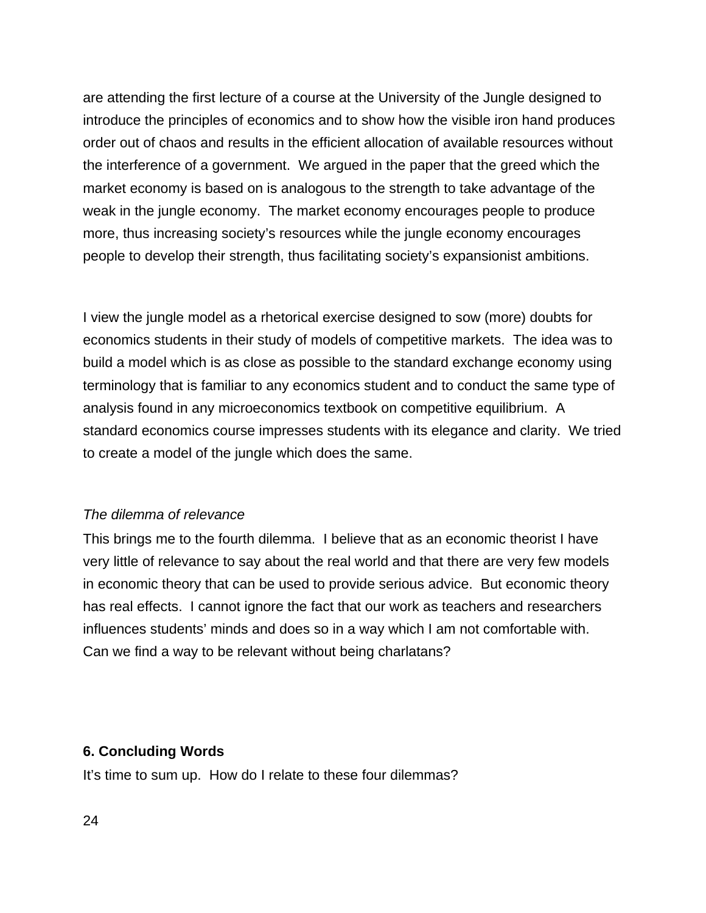are attending the first lecture of a course at the University of the Jungle designed to introduce the principles of economics and to show how the visible iron hand produces order out of chaos and results in the efficient allocation of available resources without the interference of a government. We argued in the paper that the greed which the market economy is based on is analogous to the strength to take advantage of the weak in the jungle economy. The market economy encourages people to produce more, thus increasing society's resources while the jungle economy encourages people to develop their strength, thus facilitating society's expansionist ambitions.

I view the jungle model as a rhetorical exercise designed to sow (more) doubts for economics students in their study of models of competitive markets. The idea was to build a model which is as close as possible to the standard exchange economy using terminology that is familiar to any economics student and to conduct the same type of analysis found in any microeconomics textbook on competitive equilibrium. A standard economics course impresses students with its elegance and clarity. We tried to create a model of the jungle which does the same.

*The dilemma of relevance*

This brings me to the fourth dilemma. I believe that as an economic theorist I have very little of relevance to say about the real world and that there are very few models in economic theory that can be used to provide serious advice. But economic theory has real effects. I cannot ignore the fact that our work as teachers and researchers influences students' minds and does so in a way which I am not comfortable with. Can we find a way to be relevant without being charlatans?

## 6. Concluding Words

It's time to sum up. How do I relate to these four dilemmas?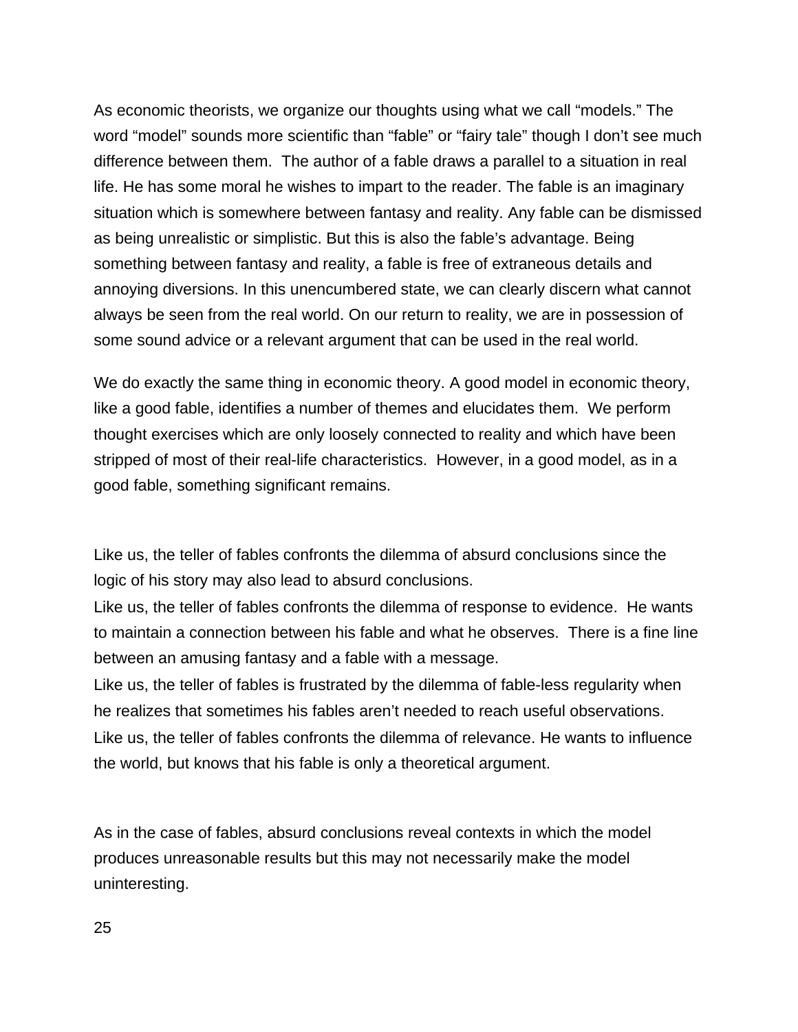As economic theorists, we organize our thoughts using what we call "models." The word "model" sounds more scientific than "fable" or "fairy tale" though I don't see much difference between them.  The author of a fable draws a parallel to a situation in real life. He has some moral he wishes to impart to the reader. The fable is an imaginary situation which is somewhere between fantasy and reality. Any fable can be dismissed as being unrealistic or simplistic. But this is also the fable's advantage. Being something between fantasy and reality, a fable is free of extraneous details and annoying diversions. In this unencumbered state, we can clearly discern what cannot always be seen from the real world. On our return to reality, we are in possession of some sound advice or a relevant argument that can be used in the real world.

We do exactly the same thing in economic theory. A good model in economic theory, like a good fable, identifies a number of themes and elucidates them.  We perform thought exercises which are only loosely connected to reality and which have been stripped of most of their real-life characteristics.  However, in a good model, as in a good fable, something significant remains.

Like us, the teller of fables confronts the dilemma of absurd conclusions since the logic of his story may also lead to absurd conclusions.
Like us, the teller of fables confronts the dilemma of response to evidence.  He wants to maintain a connection between his fable and what he observes.  There is a fine line between an amusing fantasy and a fable with a message.
Like us, the teller of fables is frustrated by the dilemma of fable-less regularity when he realizes that sometimes his fables aren't needed to reach useful observations.
Like us, the teller of fables confronts the dilemma of relevance. He wants to influence the world, but knows that his fable is only a theoretical argument.

As in the case of fables, absurd conclusions reveal contexts in which the model produces unreasonable results but this may not necessarily make the model uninteresting.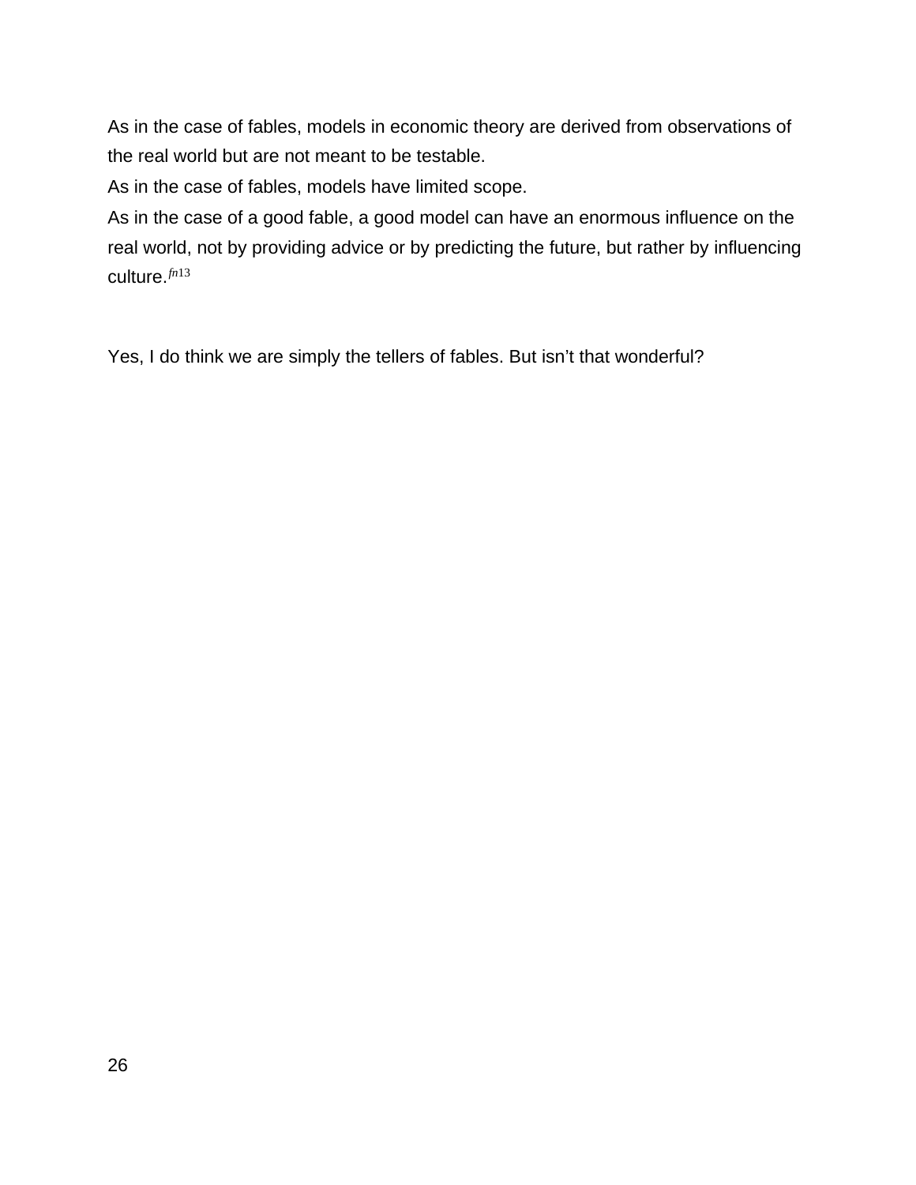As in the case of fables, models in economic theory are derived from observations of the real world but are not meant to be testable.

As in the case of fables, models have limited scope.

As in the case of a good fable, a good model can have an enormous influence on the real world, not by providing advice or by predicting the future, but rather by influencing culture.[fn13]

Yes, I do think we are simply the tellers of fables. But isn't that wonderful?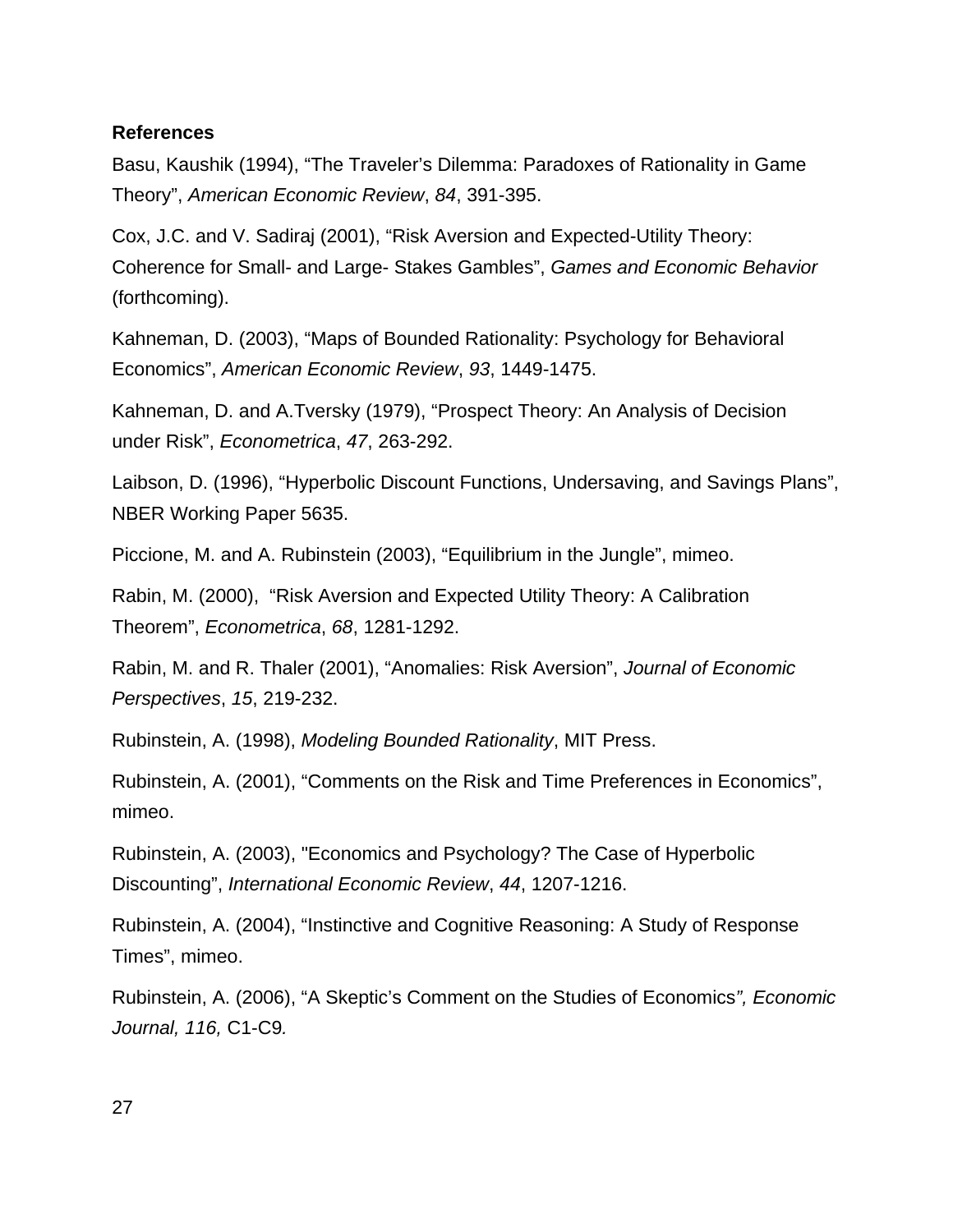**References**

Basu, Kaushik (1994), “The Traveler’s Dilemma: Paradoxes of Rationality in Game Theory”, *American Economic Review*, *84*, 391-395.

Cox, J.C. and V. Sadiraj (2001), “Risk Aversion and Expected-Utility Theory: Coherence for Small- and Large- Stakes Gambles”, *Games and Economic Behavior* (forthcoming).

Kahneman, D. (2003), “Maps of Bounded Rationality: Psychology for Behavioral Economics”, *American Economic Review*, *93*, 1449-1475.

Kahneman, D. and A.Tversky (1979), “Prospect Theory: An Analysis of Decision under Risk”, *Econometrica*, *47*, 263-292.

Laibson, D. (1996), “Hyperbolic Discount Functions, Undersaving, and Savings Plans”, NBER Working Paper 5635.

Piccione, M. and A. Rubinstein (2003), “Equilibrium in the Jungle”, mimeo.

Rabin, M. (2000), “Risk Aversion and Expected Utility Theory: A Calibration Theorem”, *Econometrica*, *68*, 1281-1292.

Rabin, M. and R. Thaler (2001), “Anomalies: Risk Aversion”, *Journal of Economic Perspectives*, *15*, 219-232.

Rubinstein, A. (1998), *Modeling Bounded Rationality*, MIT Press.

Rubinstein, A. (2001), “Comments on the Risk and Time Preferences in Economics”, mimeo.

Rubinstein, A. (2003), "Economics and Psychology? The Case of Hyperbolic Discounting”, *International Economic Review*, *44*, 1207-1216.

Rubinstein, A. (2004), “Instinctive and Cognitive Reasoning: A Study of Response Times”, mimeo.

Rubinstein, A. (2006), “A Skeptic’s Comment on the Studies of Economics*”, Economic Journal, 116,* C1-C9*.*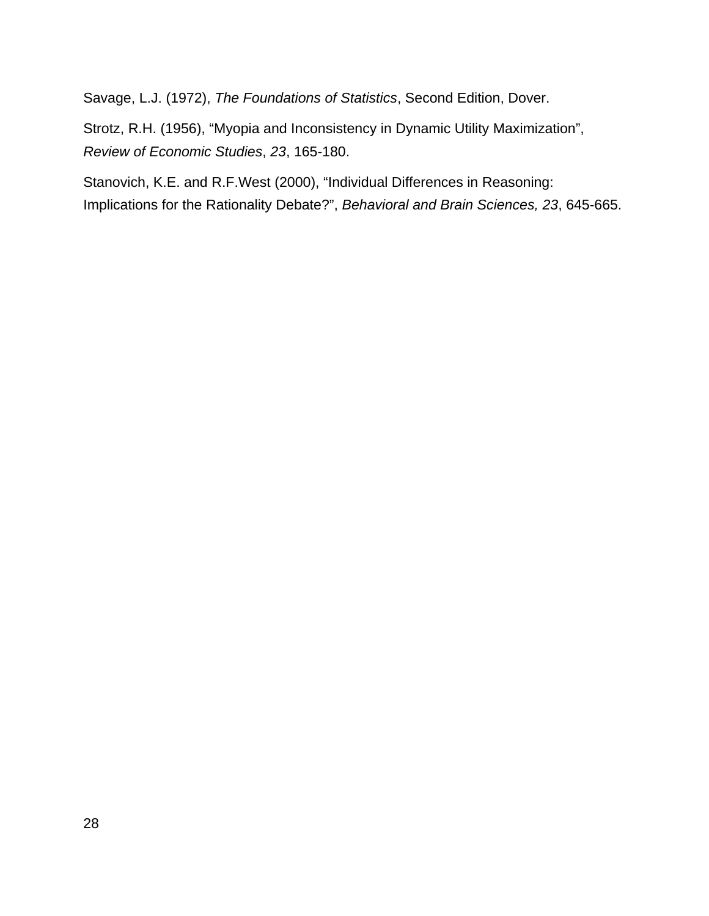Savage, L.J. (1972), *The Foundations of Statistics*, Second Edition, Dover.

Strotz, R.H. (1956), “Myopia and Inconsistency in Dynamic Utility Maximization”, *Review of Economic Studies*, *23*, 165-180.

Stanovich, K.E. and R.F.West (2000), “Individual Differences in Reasoning: Implications for the Rationality Debate?”, *Behavioral and Brain Sciences, 23*, 645-665.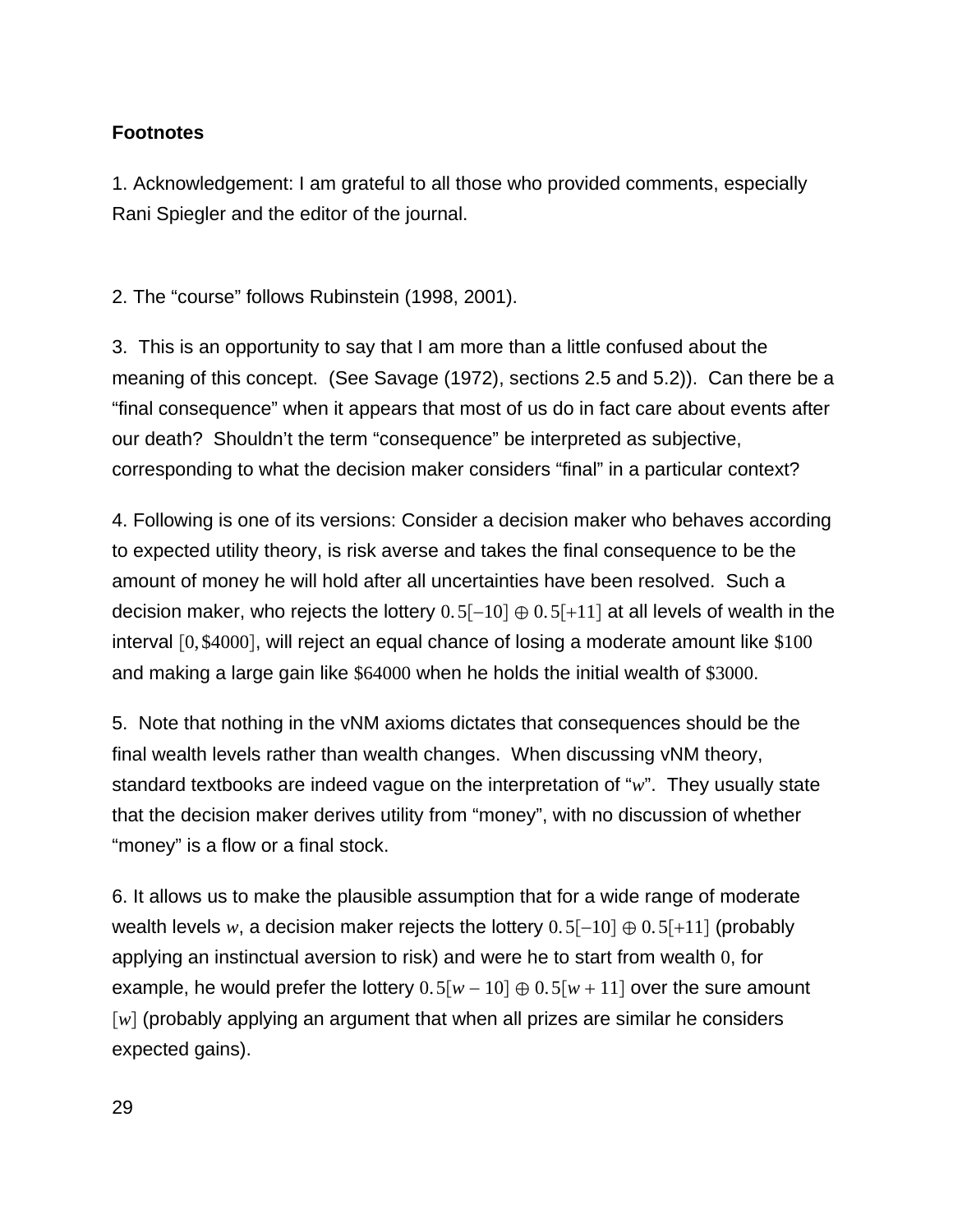**Footnotes**

1. Acknowledgement: I am grateful to all those who provided comments, especially Rani Spiegler and the editor of the journal.

2. The "course" follows Rubinstein (1998, 2001).

3. This is an opportunity to say that I am more than a little confused about the meaning of this concept. (See Savage (1972), sections 2.5 and 5.2)). Can there be a "final consequence" when it appears that most of us do in fact care about events after our death? Shouldn't the term "consequence" be interpreted as subjective, corresponding to what the decision maker considers "final" in a particular context?

4. Following is one of its versions: Consider a decision maker who behaves according to expected utility theory, is risk averse and takes the final consequence to be the amount of money he will hold after all uncertainties have been resolved. Such a decision maker, who rejects the lottery $0.5[-10] \oplus 0.5[+11]$ at all levels of wealth in the interval $[0, \$4000]$, will reject an equal chance of losing a moderate amount like $\$100$ and making a large gain like $\$64000$ when he holds the initial wealth of $\$3000$.

5. Note that nothing in the vNM axioms dictates that consequences should be the final wealth levels rather than wealth changes. When discussing vNM theory, standard textbooks are indeed vague on the interpretation of "$w$". They usually state that the decision maker derives utility from "money", with no discussion of whether "money" is a flow or a final stock.

6. It allows us to make the plausible assumption that for a wide range of moderate wealth levels $w$, a decision maker rejects the lottery $0.5[-10] \oplus 0.5[+11]$ (probably applying an instinctual aversion to risk) and were he to start from wealth $0$, for example, he would prefer the lottery $0.5[w-10] \oplus 0.5[w+11]$ over the sure amount $[w]$ (probably applying an argument that when all prizes are similar he considers expected gains).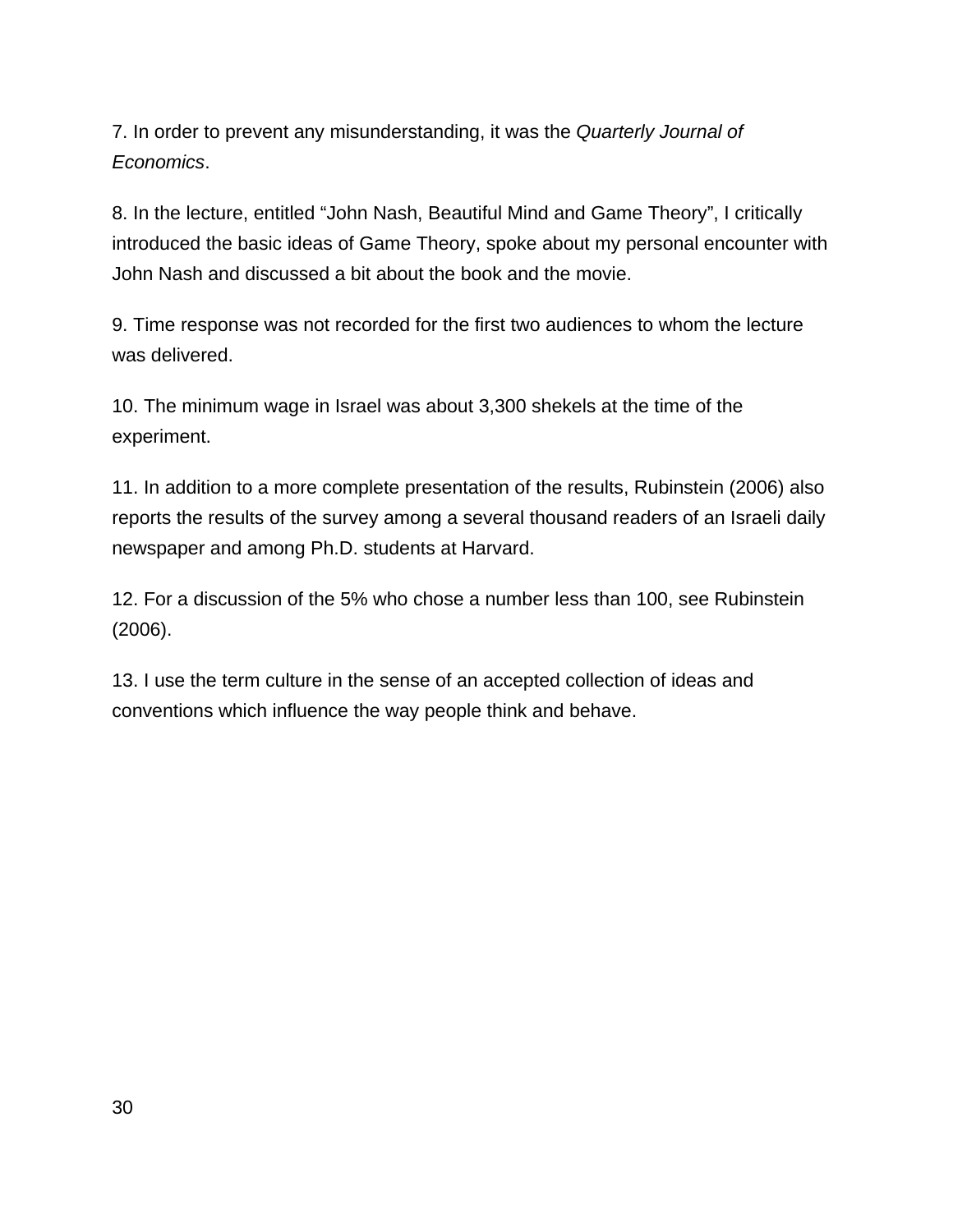7. In order to prevent any misunderstanding, it was the *Quarterly Journal of Economics*.

8. In the lecture, entitled “John Nash, Beautiful Mind and Game Theory”, I critically introduced the basic ideas of Game Theory, spoke about my personal encounter with John Nash and discussed a bit about the book and the movie.

9. Time response was not recorded for the first two audiences to whom the lecture was delivered.

10. The minimum wage in Israel was about 3,300 shekels at the time of the experiment.

11. In addition to a more complete presentation of the results, Rubinstein (2006) also reports the results of the survey among a several thousand readers of an Israeli daily newspaper and among Ph.D. students at Harvard.

12. For a discussion of the 5% who chose a number less than 100, see Rubinstein (2006).

13. I use the term culture in the sense of an accepted collection of ideas and conventions which influence the way people think and behave.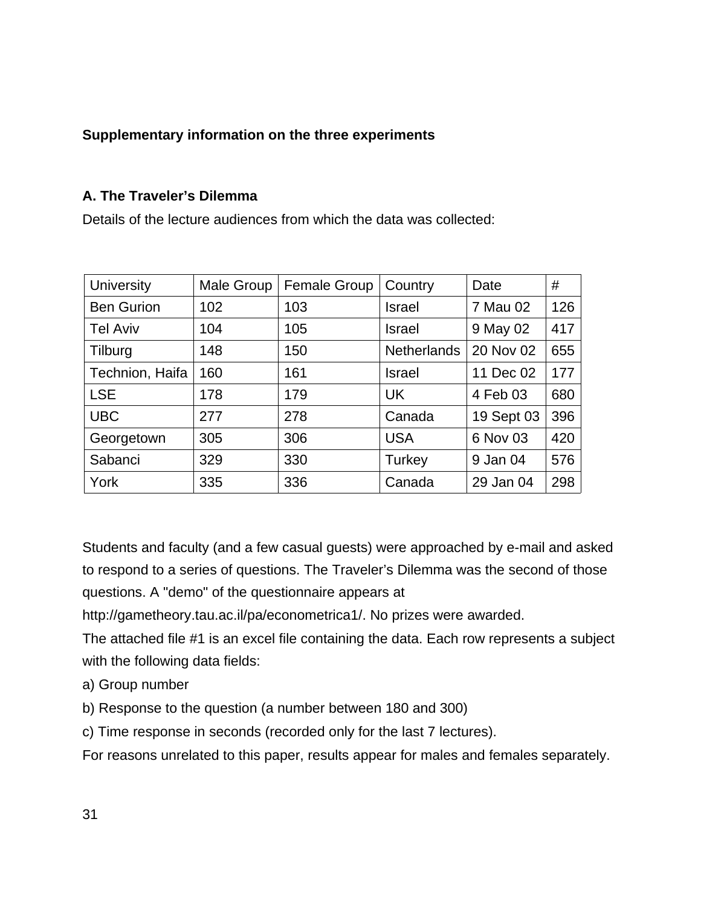**Supplementary information on the three experiments**

**A. The Traveler's Dilemma**

Details of the lecture audiences from which the data was collected:

| University | Male Group | Female Group | Country | Date | # |
|---|---|---|---|---|---|
| Ben Gurion | 102 | 103 | Israel | 7 Mau 02 | 126 |
| Tel Aviv | 104 | 105 | Israel | 9 May 02 | 417 |
| Tilburg | 148 | 150 | Netherlands | 20 Nov 02 | 655 |
| Technion, Haifa | 160 | 161 | Israel | 11 Dec 02 | 177 |
| LSE | 178 | 179 | UK | 4 Feb 03 | 680 |
| UBC | 277 | 278 | Canada | 19 Sept 03 | 396 |
| Georgetown | 305 | 306 | USA | 6 Nov 03 | 420 |
| Sabanci | 329 | 330 | Turkey | 9 Jan 04 | 576 |
| York | 335 | 336 | Canada | 29 Jan 04 | 298 |

Students and faculty (and a few casual guests) were approached by e-mail and asked to respond to a series of questions. The Traveler's Dilemma was the second of those questions. A "demo" of the questionnaire appears at http://gametheory.tau.ac.il/pa/econometrica1/. No prizes were awarded.

The attached file #1 is an excel file containing the data. Each row represents a subject with the following data fields:

a) Group number

b) Response to the question (a number between 180 and 300)

c) Time response in seconds (recorded only for the last 7 lectures).

For reasons unrelated to this paper, results appear for males and females separately.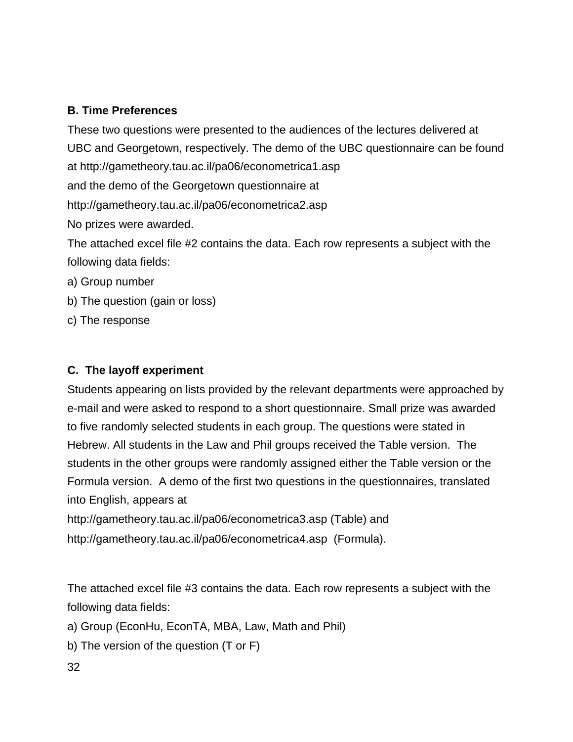**B. Time Preferences**

These two questions were presented to the audiences of the lectures delivered at UBC and Georgetown, respectively. The demo of the UBC questionnaire can be found at http://gametheory.tau.ac.il/pa06/econometrica1.asp

and the demo of the Georgetown questionnaire at

http://gametheory.tau.ac.il/pa06/econometrica2.asp

No prizes were awarded.

The attached excel file #2 contains the data. Each row represents a subject with the following data fields:

a) Group number

b) The question (gain or loss)

c) The response

**C. The layoff experiment**

Students appearing on lists provided by the relevant departments were approached by e-mail and were asked to respond to a short questionnaire. Small prize was awarded to five randomly selected students in each group. The questions were stated in Hebrew. All students in the Law and Phil groups received the Table version. The students in the other groups were randomly assigned either the Table version or the Formula version. A demo of the first two questions in the questionnaires, translated into English, appears at

http://gametheory.tau.ac.il/pa06/econometrica3.asp (Table) and

http://gametheory.tau.ac.il/pa06/econometrica4.asp (Formula).

The attached excel file #3 contains the data. Each row represents a subject with the following data fields:

a) Group (EconHu, EconTA, MBA, Law, Math and Phil)

b) The version of the question (T or F)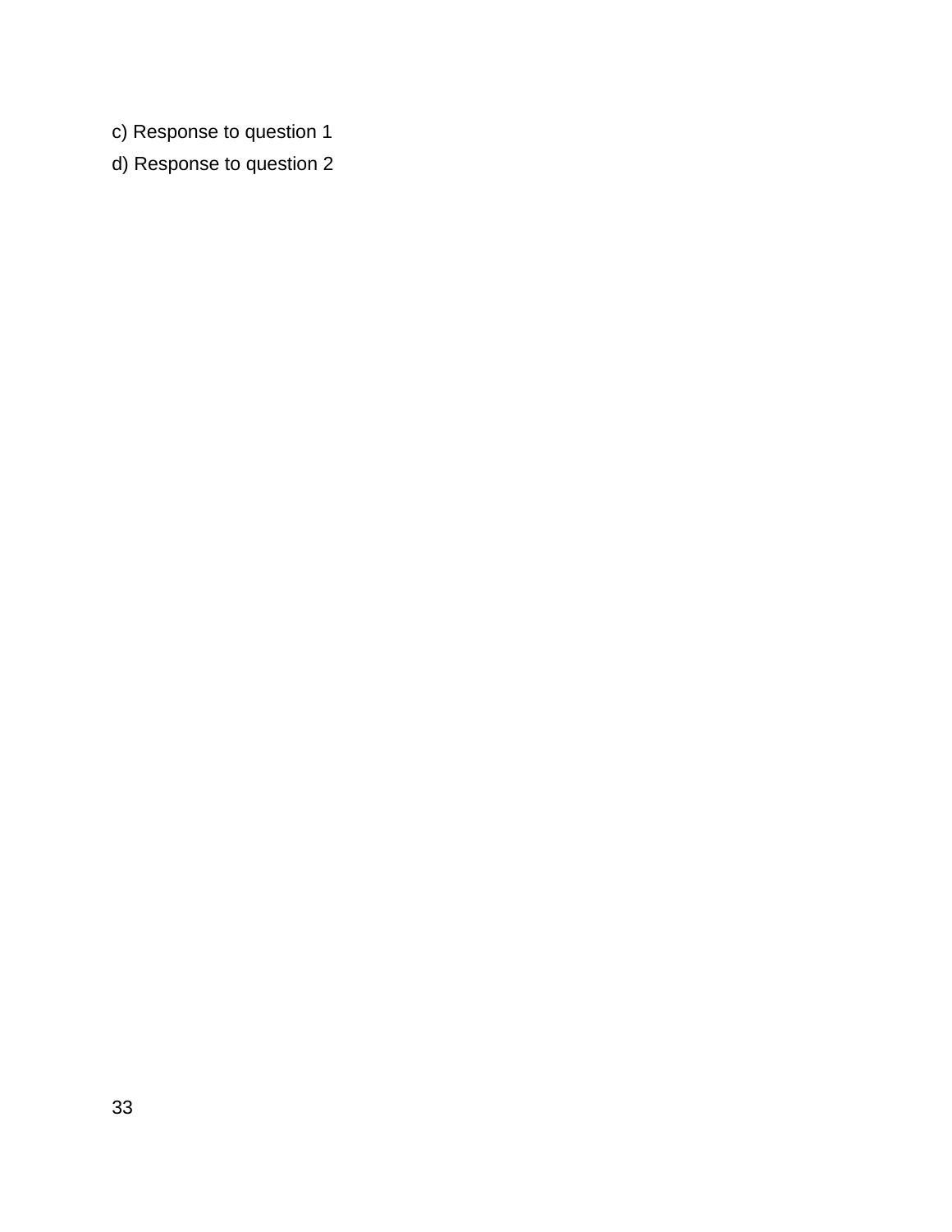c) Response to question 1

d) Response to question 2